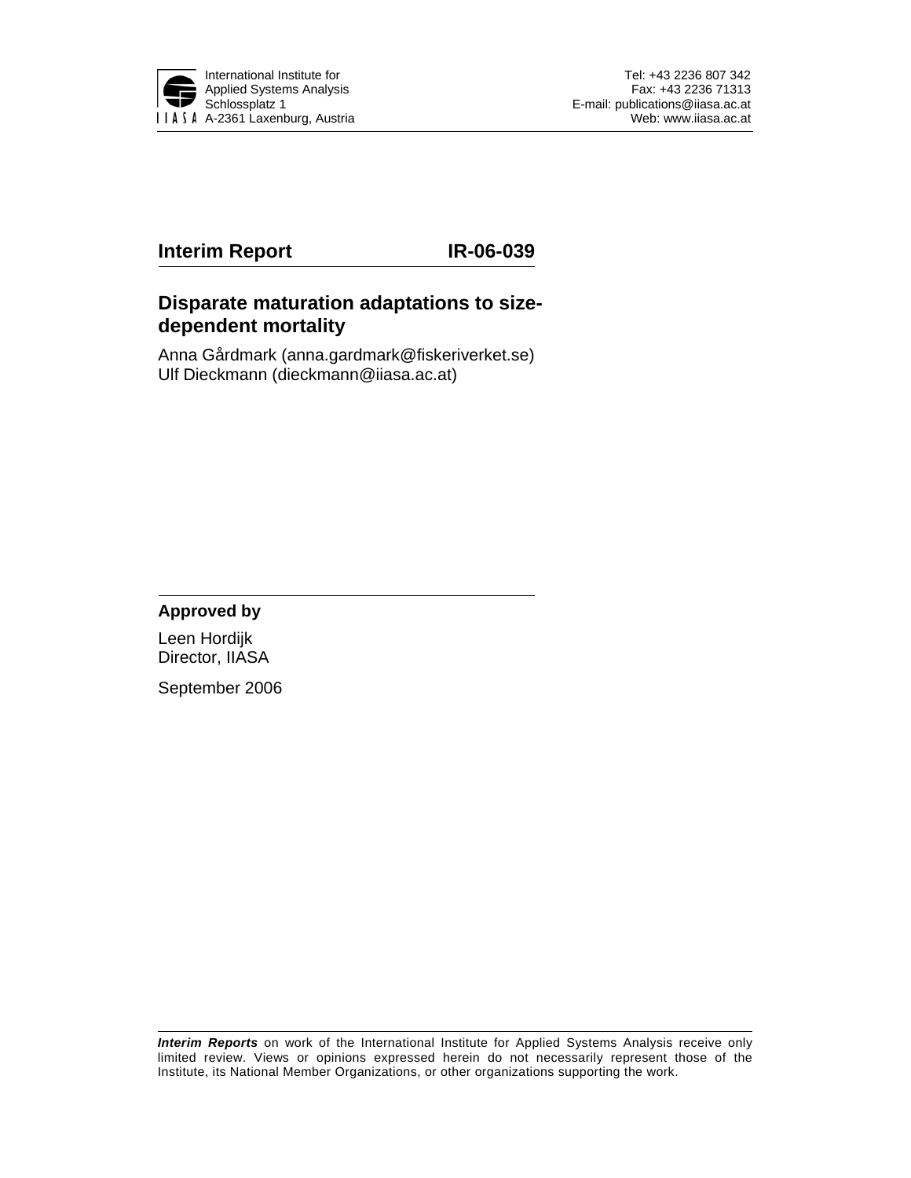International Institute for Applied Systems Analysis
Schlossplatz 1
A-2361 Laxenburg, Austria

Tel: +43 2236 807 342
Fax: +43 2236 71313
E-mail: publications@iiasa.ac.at
Web: www.iiasa.ac.at

**Interim Report IR-06-039**

# Disparate maturation adaptations to size-dependent mortality

Anna Gårdmark (anna.gardmark@fiskeriverket.se)
Ulf Dieckmann (dieckmann@iiasa.ac.at)

**Approved by**

Leen Hordijk
Director, IIASA

September 2006

***Interim Reports*** on work of the International Institute for Applied Systems Analysis receive only limited review. Views or opinions expressed herein do not necessarily represent those of the Institute, its National Member Organizations, or other organizations supporting the work.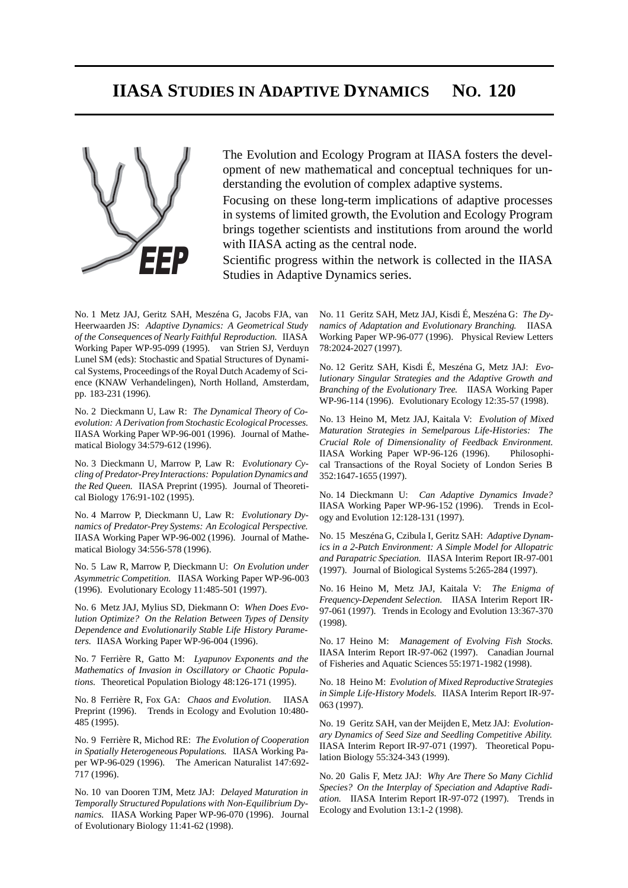# IIASA STUDIES IN ADAPTIVE DYNAMICS NO. 120

The Evolution and Ecology Program at IIASA fosters the development of new mathematical and conceptual techniques for understanding the evolution of complex adaptive systems.

Focusing on these long-term implications of adaptive processes in systems of limited growth, the Evolution and Ecology Program brings together scientists and institutions from around the world with IIASA acting as the central node.

Scientific progress within the network is collected in the IIASA Studies in Adaptive Dynamics series.

No. 1 Metz JAJ, Geritz SAH, Meszéna G, Jacobs FJA, van Heerwaarden JS: *Adaptive Dynamics: A Geometrical Study of the Consequences of Nearly Faithful Reproduction.* IIASA Working Paper WP-95-099 (1995). van Strien SJ, Verduyn Lunel SM (eds): Stochastic and Spatial Structures of Dynamical Systems, Proceedings of the Royal Dutch Academy of Science (KNAW Verhandelingen), North Holland, Amsterdam, pp. 183-231 (1996).

No. 2 Dieckmann U, Law R: *The Dynamical Theory of Coevolution: A Derivation from Stochastic Ecological Processes.* IIASA Working Paper WP-96-001 (1996). Journal of Mathematical Biology 34:579-612 (1996).

No. 3 Dieckmann U, Marrow P, Law R: *Evolutionary Cycling of Predator-Prey Interactions: Population Dynamics and the Red Queen.* IIASA Preprint (1995). Journal of Theoretical Biology 176:91-102 (1995).

No. 4 Marrow P, Dieckmann U, Law R: *Evolutionary Dynamics of Predator-Prey Systems: An Ecological Perspective.* IIASA Working Paper WP-96-002 (1996). Journal of Mathematical Biology 34:556-578 (1996).

No. 5 Law R, Marrow P, Dieckmann U: *On Evolution under Asymmetric Competition.* IIASA Working Paper WP-96-003 (1996). Evolutionary Ecology 11:485-501 (1997).

No. 6 Metz JAJ, Mylius SD, Diekmann O: *When Does Evolution Optimize? On the Relation Between Types of Density Dependence and Evolutionarily Stable Life History Parameters.* IIASA Working Paper WP-96-004 (1996).

No. 7 Ferrière R, Gatto M: *Lyapunov Exponents and the Mathematics of Invasion in Oscillatory or Chaotic Populations.* Theoretical Population Biology 48:126-171 (1995).

No. 8 Ferrière R, Fox GA: *Chaos and Evolution.* IIASA Preprint (1996). Trends in Ecology and Evolution 10:480-485 (1995).

No. 9 Ferrière R, Michod RE: *The Evolution of Cooperation in Spatially Heterogeneous Populations.* IIASA Working Paper WP-96-029 (1996). The American Naturalist 147:692-717 (1996).

No. 10 van Dooren TJM, Metz JAJ: *Delayed Maturation in Temporally Structured Populations with Non-Equilibrium Dynamics.* IIASA Working Paper WP-96-070 (1996). Journal of Evolutionary Biology 11:41-62 (1998).

No. 11 Geritz SAH, Metz JAJ, Kisdi É, Meszéna G: *The Dynamics of Adaptation and Evolutionary Branching.* IIASA Working Paper WP-96-077 (1996). Physical Review Letters 78:2024-2027 (1997).

No. 12 Geritz SAH, Kisdi É, Meszéna G, Metz JAJ: *Evolutionary Singular Strategies and the Adaptive Growth and Branching of the Evolutionary Tree.* IIASA Working Paper WP-96-114 (1996). Evolutionary Ecology 12:35-57 (1998).

No. 13 Heino M, Metz JAJ, Kaitala V: *Evolution of Mixed Maturation Strategies in Semelparous Life-Histories: The Crucial Role of Dimensionality of Feedback Environment.* IIASA Working Paper WP-96-126 (1996). Philosophical Transactions of the Royal Society of London Series B 352:1647-1655 (1997).

No. 14 Dieckmann U: *Can Adaptive Dynamics Invade?* IIASA Working Paper WP-96-152 (1996). Trends in Ecology and Evolution 12:128-131 (1997).

No. 15 Meszéna G, Czibula I, Geritz SAH: *Adaptive Dynamics in a 2-Patch Environment: A Simple Model for Allopatric and Parapatric Speciation.* IIASA Interim Report IR-97-001 (1997). Journal of Biological Systems 5:265-284 (1997).

No. 16 Heino M, Metz JAJ, Kaitala V: *The Enigma of Frequency-Dependent Selection.* IIASA Interim Report IR-97-061 (1997). Trends in Ecology and Evolution 13:367-370 (1998).

No. 17 Heino M: *Management of Evolving Fish Stocks.* IIASA Interim Report IR-97-062 (1997). Canadian Journal of Fisheries and Aquatic Sciences 55:1971-1982 (1998).

No. 18 Heino M: *Evolution of Mixed Reproductive Strategies in Simple Life-History Models.* IIASA Interim Report IR-97-063 (1997).

No. 19 Geritz SAH, van der Meijden E, Metz JAJ: *Evolutionary Dynamics of Seed Size and Seedling Competitive Ability.* IIASA Interim Report IR-97-071 (1997). Theoretical Population Biology 55:324-343 (1999).

No. 20 Galis F, Metz JAJ: *Why Are There So Many Cichlid Species? On the Interplay of Speciation and Adaptive Radiation.* IIASA Interim Report IR-97-072 (1997). Trends in Ecology and Evolution 13:1-2 (1998).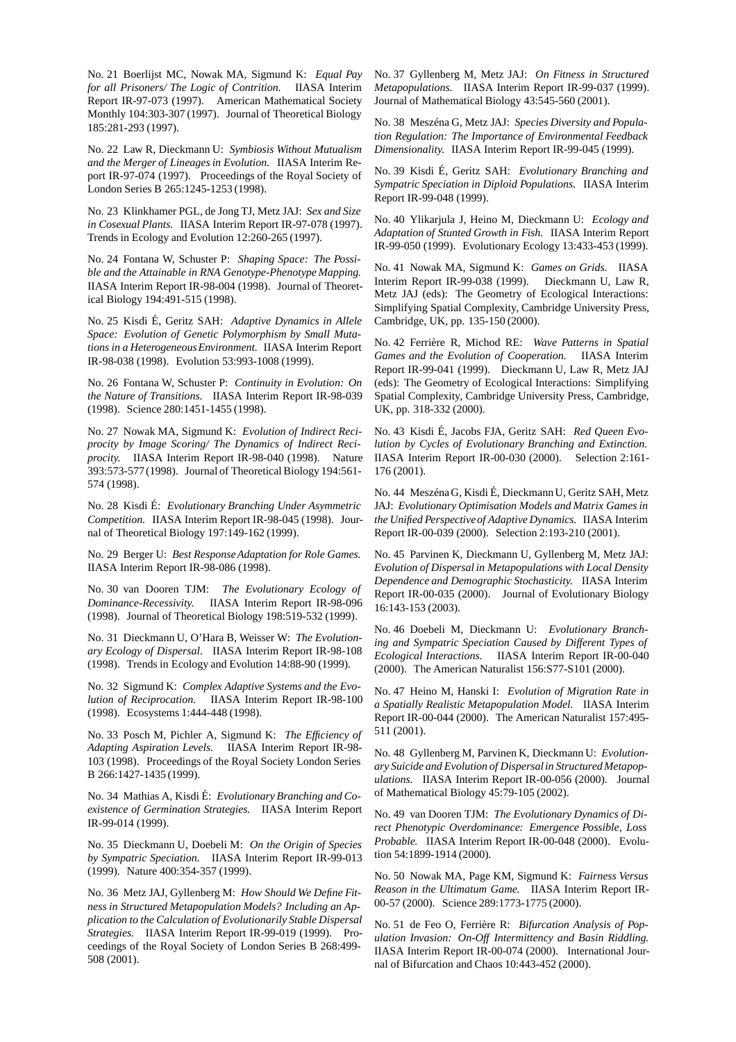No. 21 Boerlijst MC, Nowak MA, Sigmund K: *Equal Pay for all Prisoners/ The Logic of Contrition.* IIASA Interim Report IR-97-073 (1997). American Mathematical Society Monthly 104:303-307 (1997). Journal of Theoretical Biology 185:281-293 (1997).

No. 22 Law R, Dieckmann U: *Symbiosis Without Mutualism and the Merger of Lineages in Evolution.* IIASA Interim Report IR-97-074 (1997). Proceedings of the Royal Society of London Series B 265:1245-1253 (1998).

No. 23 Klinkhamer PGL, de Jong TJ, Metz JAJ: *Sex and Size in Cosexual Plants.* IIASA Interim Report IR-97-078 (1997). Trends in Ecology and Evolution 12:260-265 (1997).

No. 24 Fontana W, Schuster P: *Shaping Space: The Possible and the Attainable in RNA Genotype-Phenotype Mapping.* IIASA Interim Report IR-98-004 (1998). Journal of Theoretical Biology 194:491-515 (1998).

No. 25 Kisdi É, Geritz SAH: *Adaptive Dynamics in Allele Space: Evolution of Genetic Polymorphism by Small Mutations in a Heterogeneous Environment.* IIASA Interim Report IR-98-038 (1998). Evolution 53:993-1008 (1999).

No. 26 Fontana W, Schuster P: *Continuity in Evolution: On the Nature of Transitions.* IIASA Interim Report IR-98-039 (1998). Science 280:1451-1455 (1998).

No. 27 Nowak MA, Sigmund K: *Evolution of Indirect Reciprocity by Image Scoring/ The Dynamics of Indirect Reciprocity.* IIASA Interim Report IR-98-040 (1998). Nature 393:573-577 (1998). Journal of Theoretical Biology 194:561-574 (1998).

No. 28 Kisdi É: *Evolutionary Branching Under Asymmetric Competition.* IIASA Interim Report IR-98-045 (1998). Journal of Theoretical Biology 197:149-162 (1999).

No. 29 Berger U: *Best Response Adaptation for Role Games.* IIASA Interim Report IR-98-086 (1998).

No. 30 van Dooren TJM: *The Evolutionary Ecology of Dominance-Recessivity.* IIASA Interim Report IR-98-096 (1998). Journal of Theoretical Biology 198:519-532 (1999).

No. 31 Dieckmann U, O'Hara B, Weisser W: *The Evolutionary Ecology of Dispersal.* IIASA Interim Report IR-98-108 (1998). Trends in Ecology and Evolution 14:88-90 (1999).

No. 32 Sigmund K: *Complex Adaptive Systems and the Evolution of Reciprocation.* IIASA Interim Report IR-98-100 (1998). Ecosystems 1:444-448 (1998).

No. 33 Posch M, Pichler A, Sigmund K: *The Efficiency of Adapting Aspiration Levels.* IIASA Interim Report IR-98-103 (1998). Proceedings of the Royal Society London Series B 266:1427-1435 (1999).

No. 34 Mathias A, Kisdi É: *Evolutionary Branching and Coexistence of Germination Strategies.* IIASA Interim Report IR-99-014 (1999).

No. 35 Dieckmann U, Doebeli M: *On the Origin of Species by Sympatric Speciation.* IIASA Interim Report IR-99-013 (1999). Nature 400:354-357 (1999).

No. 36 Metz JAJ, Gyllenberg M: *How Should We Define Fitness in Structured Metapopulation Models? Including an Application to the Calculation of Evolutionarily Stable Dispersal Strategies.* IIASA Interim Report IR-99-019 (1999). Proceedings of the Royal Society of London Series B 268:499-508 (2001).

No. 37 Gyllenberg M, Metz JAJ: *On Fitness in Structured Metapopulations.* IIASA Interim Report IR-99-037 (1999). Journal of Mathematical Biology 43:545-560 (2001).

No. 38 Meszéna G, Metz JAJ: *Species Diversity and Population Regulation: The Importance of Environmental Feedback Dimensionality.* IIASA Interim Report IR-99-045 (1999).

No. 39 Kisdi É, Geritz SAH: *Evolutionary Branching and Sympatric Speciation in Diploid Populations.* IIASA Interim Report IR-99-048 (1999).

No. 40 Ylikarjula J, Heino M, Dieckmann U: *Ecology and Adaptation of Stunted Growth in Fish.* IIASA Interim Report IR-99-050 (1999). Evolutionary Ecology 13:433-453 (1999).

No. 41 Nowak MA, Sigmund K: *Games on Grids.* IIASA Interim Report IR-99-038 (1999). Dieckmann U, Law R, Metz JAJ (eds): The Geometry of Ecological Interactions: Simplifying Spatial Complexity, Cambridge University Press, Cambridge, UK, pp. 135-150 (2000).

No. 42 Ferrière R, Michod RE: *Wave Patterns in Spatial Games and the Evolution of Cooperation.* IIASA Interim Report IR-99-041 (1999). Dieckmann U, Law R, Metz JAJ (eds): The Geometry of Ecological Interactions: Simplifying Spatial Complexity, Cambridge University Press, Cambridge, UK, pp. 318-332 (2000).

No. 43 Kisdi É, Jacobs FJA, Geritz SAH: *Red Queen Evolution by Cycles of Evolutionary Branching and Extinction.* IIASA Interim Report IR-00-030 (2000). Selection 2:161-176 (2001).

No. 44 Meszéna G, Kisdi É, Dieckmann U, Geritz SAH, Metz JAJ: *Evolutionary Optimisation Models and Matrix Games in the Unified Perspective of Adaptive Dynamics.* IIASA Interim Report IR-00-039 (2000). Selection 2:193-210 (2001).

No. 45 Parvinen K, Dieckmann U, Gyllenberg M, Metz JAJ: *Evolution of Dispersal in Metapopulations with Local Density Dependence and Demographic Stochasticity.* IIASA Interim Report IR-00-035 (2000). Journal of Evolutionary Biology 16:143-153 (2003).

No. 46 Doebeli M, Dieckmann U: *Evolutionary Branching and Sympatric Speciation Caused by Different Types of Ecological Interactions.* IIASA Interim Report IR-00-040 (2000). The American Naturalist 156:S77-S101 (2000).

No. 47 Heino M, Hanski I: *Evolution of Migration Rate in a Spatially Realistic Metapopulation Model.* IIASA Interim Report IR-00-044 (2000). The American Naturalist 157:495-511 (2001).

No. 48 Gyllenberg M, Parvinen K, Dieckmann U: *Evolutionary Suicide and Evolution of Dispersal in Structured Metapopulations.* IIASA Interim Report IR-00-056 (2000). Journal of Mathematical Biology 45:79-105 (2002).

No. 49 van Dooren TJM: *The Evolutionary Dynamics of Direct Phenotypic Overdominance: Emergence Possible, Loss Probable.* IIASA Interim Report IR-00-048 (2000). Evolution 54:1899-1914 (2000).

No. 50 Nowak MA, Page KM, Sigmund K: *Fairness Versus Reason in the Ultimatum Game.* IIASA Interim Report IR-00-57 (2000). Science 289:1773-1775 (2000).

No. 51 de Feo O, Ferrière R: *Bifurcation Analysis of Population Invasion: On-Off Intermittency and Basin Riddling.* IIASA Interim Report IR-00-074 (2000). International Journal of Bifurcation and Chaos 10:443-452 (2000).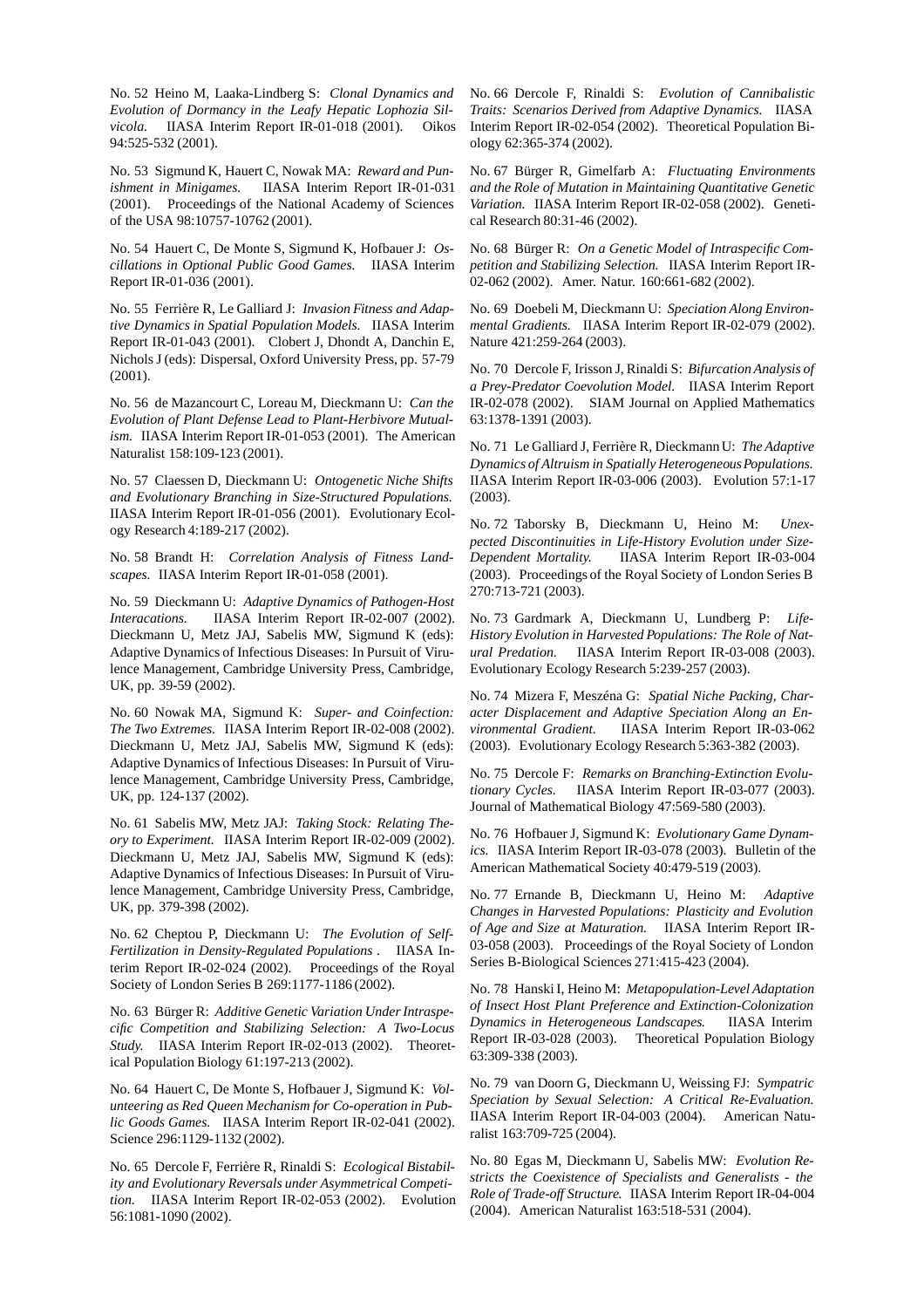No. 52 Heino M, Laaka-Lindberg S: *Clonal Dynamics and Evolution of Dormancy in the Leafy Hepatic Lophozia Silvicola.* IIASA Interim Report IR-01-018 (2001). Oikos 94:525-532 (2001).

No. 53 Sigmund K, Hauert C, Nowak MA: *Reward and Punishment in Minigames.* IIASA Interim Report IR-01-031 (2001). Proceedings of the National Academy of Sciences of the USA 98:10757-10762 (2001).

No. 54 Hauert C, De Monte S, Sigmund K, Hofbauer J: *Oscillations in Optional Public Good Games.* IIASA Interim Report IR-01-036 (2001).

No. 55 Ferrière R, Le Galliard J: *Invasion Fitness and Adaptive Dynamics in Spatial Population Models.* IIASA Interim Report IR-01-043 (2001). Clobert J, Dhondt A, Danchin E, Nichols J (eds): Dispersal, Oxford University Press, pp. 57-79 (2001).

No. 56 de Mazancourt C, Loreau M, Dieckmann U: *Can the Evolution of Plant Defense Lead to Plant-Herbivore Mutualism.* IIASA Interim Report IR-01-053 (2001). The American Naturalist 158:109-123 (2001).

No. 57 Claessen D, Dieckmann U: *Ontogenetic Niche Shifts and Evolutionary Branching in Size-Structured Populations.* IIASA Interim Report IR-01-056 (2001). Evolutionary Ecology Research 4:189-217 (2002).

No. 58 Brandt H: *Correlation Analysis of Fitness Landscapes.* IIASA Interim Report IR-01-058 (2001).

No. 59 Dieckmann U: *Adaptive Dynamics of Pathogen-Host Interacations.* IIASA Interim Report IR-02-007 (2002). Dieckmann U, Metz JAJ, Sabelis MW, Sigmund K (eds): Adaptive Dynamics of Infectious Diseases: In Pursuit of Virulence Management, Cambridge University Press, Cambridge, UK, pp. 39-59 (2002).

No. 60 Nowak MA, Sigmund K: *Super- and Coinfection: The Two Extremes.* IIASA Interim Report IR-02-008 (2002). Dieckmann U, Metz JAJ, Sabelis MW, Sigmund K (eds): Adaptive Dynamics of Infectious Diseases: In Pursuit of Virulence Management, Cambridge University Press, Cambridge, UK, pp. 124-137 (2002).

No. 61 Sabelis MW, Metz JAJ: *Taking Stock: Relating Theory to Experiment.* IIASA Interim Report IR-02-009 (2002). Dieckmann U, Metz JAJ, Sabelis MW, Sigmund K (eds): Adaptive Dynamics of Infectious Diseases: In Pursuit of Virulence Management, Cambridge University Press, Cambridge, UK, pp. 379-398 (2002).

No. 62 Cheptou P, Dieckmann U: *The Evolution of Self-Fertilization in Density-Regulated Populations .* IIASA Interim Report IR-02-024 (2002). Proceedings of the Royal Society of London Series B 269:1177-1186 (2002).

No. 63 Bürger R: *Additive Genetic Variation Under Intraspecific Competition and Stabilizing Selection: A Two-Locus Study.* IIASA Interim Report IR-02-013 (2002). Theoretical Population Biology 61:197-213 (2002).

No. 64 Hauert C, De Monte S, Hofbauer J, Sigmund K: *Volunteering as Red Queen Mechanism for Co-operation in Public Goods Games.* IIASA Interim Report IR-02-041 (2002). Science 296:1129-1132 (2002).

No. 65 Dercole F, Ferrière R, Rinaldi S: *Ecological Bistability and Evolutionary Reversals under Asymmetrical Competition.* IIASA Interim Report IR-02-053 (2002). Evolution 56:1081-1090 (2002).

No. 66 Dercole F, Rinaldi S: *Evolution of Cannibalistic Traits: Scenarios Derived from Adaptive Dynamics.* IIASA Interim Report IR-02-054 (2002). Theoretical Population Biology 62:365-374 (2002).

No. 67 Bürger R, Gimelfarb A: *Fluctuating Environments and the Role of Mutation in Maintaining Quantitative Genetic Variation.* IIASA Interim Report IR-02-058 (2002). Genetical Research 80:31-46 (2002).

No. 68 Bürger R: *On a Genetic Model of Intraspecific Competition and Stabilizing Selection.* IIASA Interim Report IR-02-062 (2002). Amer. Natur. 160:661-682 (2002).

No. 69 Doebeli M, Dieckmann U: *Speciation Along Environmental Gradients.* IIASA Interim Report IR-02-079 (2002). Nature 421:259-264 (2003).

No. 70 Dercole F, Irisson J, Rinaldi S: *Bifurcation Analysis of a Prey-Predator Coevolution Model.* IIASA Interim Report IR-02-078 (2002). SIAM Journal on Applied Mathematics 63:1378-1391 (2003).

No. 71 Le Galliard J, Ferrière R, Dieckmann U: *The Adaptive Dynamics of Altruism in Spatially Heterogeneous Populations.* IIASA Interim Report IR-03-006 (2003). Evolution 57:1-17 (2003).

No. 72 Taborsky B, Dieckmann U, Heino M: *Unexpected Discontinuities in Life-History Evolution under Size-Dependent Mortality.* IIASA Interim Report IR-03-004 (2003). Proceedings of the Royal Society of London Series B 270:713-721 (2003).

No. 73 Gardmark A, Dieckmann U, Lundberg P: *Life-History Evolution in Harvested Populations: The Role of Natural Predation.* IIASA Interim Report IR-03-008 (2003). Evolutionary Ecology Research 5:239-257 (2003).

No. 74 Mizera F, Meszéna G: *Spatial Niche Packing, Character Displacement and Adaptive Speciation Along an Environmental Gradient.* IIASA Interim Report IR-03-062 (2003). Evolutionary Ecology Research 5:363-382 (2003).

No. 75 Dercole F: *Remarks on Branching-Extinction Evolutionary Cycles.* IIASA Interim Report IR-03-077 (2003). Journal of Mathematical Biology 47:569-580 (2003).

No. 76 Hofbauer J, Sigmund K: *Evolutionary Game Dynamics.* IIASA Interim Report IR-03-078 (2003). Bulletin of the American Mathematical Society 40:479-519 (2003).

No. 77 Ernande B, Dieckmann U, Heino M: *Adaptive Changes in Harvested Populations: Plasticity and Evolution of Age and Size at Maturation.* IIASA Interim Report IR-03-058 (2003). Proceedings of the Royal Society of London Series B-Biological Sciences 271:415-423 (2004).

No. 78 Hanski I, Heino M: *Metapopulation-Level Adaptation of Insect Host Plant Preference and Extinction-Colonization Dynamics in Heterogeneous Landscapes.* IIASA Interim Report IR-03-028 (2003). Theoretical Population Biology 63:309-338 (2003).

No. 79 van Doorn G, Dieckmann U, Weissing FJ: *Sympatric Speciation by Sexual Selection: A Critical Re-Evaluation.* IIASA Interim Report IR-04-003 (2004). American Naturalist 163:709-725 (2004).

No. 80 Egas M, Dieckmann U, Sabelis MW: *Evolution Restricts the Coexistence of Specialists and Generalists - the Role of Trade-off Structure.* IIASA Interim Report IR-04-004 (2004). American Naturalist 163:518-531 (2004).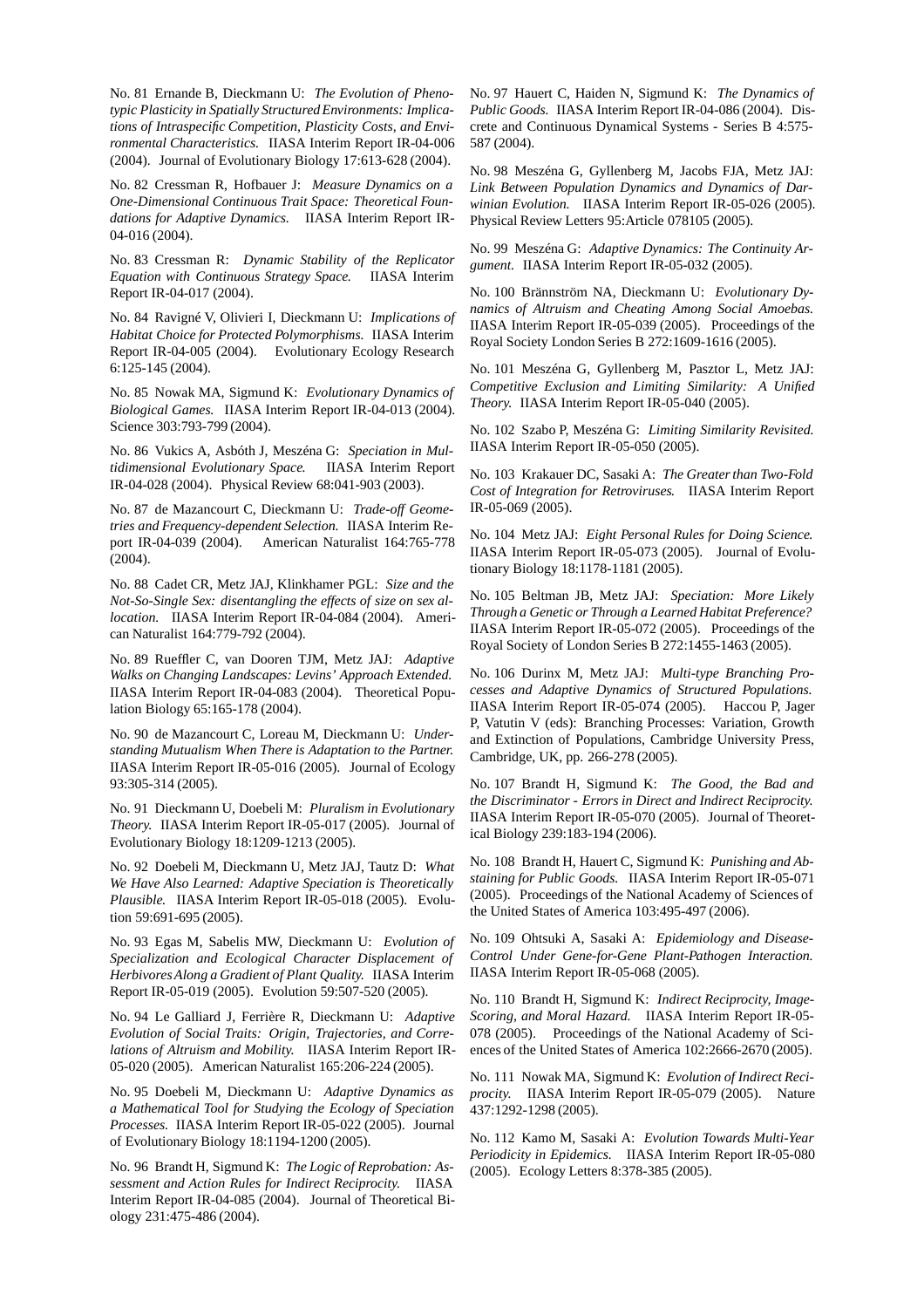No. 81 Ernande B, Dieckmann U: *The Evolution of Phenotypic Plasticity in Spatially Structured Environments: Implications of Intraspecific Competition, Plasticity Costs, and Environmental Characteristics.* IIASA Interim Report IR-04-006 (2004). Journal of Evolutionary Biology 17:613-628 (2004).

No. 82 Cressman R, Hofbauer J: *Measure Dynamics on a One-Dimensional Continuous Trait Space: Theoretical Foundations for Adaptive Dynamics.* IIASA Interim Report IR-04-016 (2004).

No. 83 Cressman R: *Dynamic Stability of the Replicator Equation with Continuous Strategy Space.* IIASA Interim Report IR-04-017 (2004).

No. 84 Ravigné V, Olivieri I, Dieckmann U: *Implications of Habitat Choice for Protected Polymorphisms.* IIASA Interim Report IR-04-005 (2004). Evolutionary Ecology Research 6:125-145 (2004).

No. 85 Nowak MA, Sigmund K: *Evolutionary Dynamics of Biological Games.* IIASA Interim Report IR-04-013 (2004). Science 303:793-799 (2004).

No. 86 Vukics A, Asbóth J, Meszéna G: *Speciation in Multidimensional Evolutionary Space.* IIASA Interim Report IR-04-028 (2004). Physical Review 68:041-903 (2003).

No. 87 de Mazancourt C, Dieckmann U: *Trade-off Geometries and Frequency-dependent Selection.* IIASA Interim Report IR-04-039 (2004). American Naturalist 164:765-778 (2004).

No. 88 Cadet CR, Metz JAJ, Klinkhamer PGL: *Size and the Not-So-Single Sex: disentangling the effects of size on sex allocation.* IIASA Interim Report IR-04-084 (2004). American Naturalist 164:779-792 (2004).

No. 89 Rueffler C, van Dooren TJM, Metz JAJ: *Adaptive Walks on Changing Landscapes: Levins' Approach Extended.* IIASA Interim Report IR-04-083 (2004). Theoretical Population Biology 65:165-178 (2004).

No. 90 de Mazancourt C, Loreau M, Dieckmann U: *Understanding Mutualism When There is Adaptation to the Partner.* IIASA Interim Report IR-05-016 (2005). Journal of Ecology 93:305-314 (2005).

No. 91 Dieckmann U, Doebeli M: *Pluralism in Evolutionary Theory.* IIASA Interim Report IR-05-017 (2005). Journal of Evolutionary Biology 18:1209-1213 (2005).

No. 92 Doebeli M, Dieckmann U, Metz JAJ, Tautz D: *What We Have Also Learned: Adaptive Speciation is Theoretically Plausible.* IIASA Interim Report IR-05-018 (2005). Evolution 59:691-695 (2005).

No. 93 Egas M, Sabelis MW, Dieckmann U: *Evolution of Specialization and Ecological Character Displacement of Herbivores Along a Gradient of Plant Quality.* IIASA Interim Report IR-05-019 (2005). Evolution 59:507-520 (2005).

No. 94 Le Galliard J, Ferrière R, Dieckmann U: *Adaptive Evolution of Social Traits: Origin, Trajectories, and Correlations of Altruism and Mobility.* IIASA Interim Report IR-05-020 (2005). American Naturalist 165:206-224 (2005).

No. 95 Doebeli M, Dieckmann U: *Adaptive Dynamics as a Mathematical Tool for Studying the Ecology of Speciation Processes.* IIASA Interim Report IR-05-022 (2005). Journal of Evolutionary Biology 18:1194-1200 (2005).

No. 96 Brandt H, Sigmund K: *The Logic of Reprobation: Assessment and Action Rules for Indirect Reciprocity.* IIASA Interim Report IR-04-085 (2004). Journal of Theoretical Biology 231:475-486 (2004).

No. 97 Hauert C, Haiden N, Sigmund K: *The Dynamics of Public Goods.* IIASA Interim Report IR-04-086 (2004). Discrete and Continuous Dynamical Systems - Series B 4:575-587 (2004).

No. 98 Meszéna G, Gyllenberg M, Jacobs FJA, Metz JAJ: *Link Between Population Dynamics and Dynamics of Darwinian Evolution.* IIASA Interim Report IR-05-026 (2005). Physical Review Letters 95:Article 078105 (2005).

No. 99 Meszéna G: *Adaptive Dynamics: The Continuity Argument.* IIASA Interim Report IR-05-032 (2005).

No. 100 Brännström NA, Dieckmann U: *Evolutionary Dynamics of Altruism and Cheating Among Social Amoebas.* IIASA Interim Report IR-05-039 (2005). Proceedings of the Royal Society London Series B 272:1609-1616 (2005).

No. 101 Meszéna G, Gyllenberg M, Pasztor L, Metz JAJ: *Competitive Exclusion and Limiting Similarity: A Unified Theory.* IIASA Interim Report IR-05-040 (2005).

No. 102 Szabo P, Meszéna G: *Limiting Similarity Revisited.* IIASA Interim Report IR-05-050 (2005).

No. 103 Krakauer DC, Sasaki A: *The Greater than Two-Fold Cost of Integration for Retroviruses.* IIASA Interim Report IR-05-069 (2005).

No. 104 Metz JAJ: *Eight Personal Rules for Doing Science.* IIASA Interim Report IR-05-073 (2005). Journal of Evolutionary Biology 18:1178-1181 (2005).

No. 105 Beltman JB, Metz JAJ: *Speciation: More Likely Through a Genetic or Through a Learned Habitat Preference?* IIASA Interim Report IR-05-072 (2005). Proceedings of the Royal Society of London Series B 272:1455-1463 (2005).

No. 106 Durinx M, Metz JAJ: *Multi-type Branching Processes and Adaptive Dynamics of Structured Populations.* IIASA Interim Report IR-05-074 (2005). Haccou P, Jager P, Vatutin V (eds): Branching Processes: Variation, Growth and Extinction of Populations, Cambridge University Press, Cambridge, UK, pp. 266-278 (2005).

No. 107 Brandt H, Sigmund K: *The Good, the Bad and the Discriminator - Errors in Direct and Indirect Reciprocity.* IIASA Interim Report IR-05-070 (2005). Journal of Theoretical Biology 239:183-194 (2006).

No. 108 Brandt H, Hauert C, Sigmund K: *Punishing and Abstaining for Public Goods.* IIASA Interim Report IR-05-071 (2005). Proceedings of the National Academy of Sciences of the United States of America 103:495-497 (2006).

No. 109 Ohtsuki A, Sasaki A: *Epidemiology and Disease-Control Under Gene-for-Gene Plant-Pathogen Interaction.* IIASA Interim Report IR-05-068 (2005).

No. 110 Brandt H, Sigmund K: *Indirect Reciprocity, Image-Scoring, and Moral Hazard.* IIASA Interim Report IR-05-078 (2005). Proceedings of the National Academy of Sciences of the United States of America 102:2666-2670 (2005).

No. 111 Nowak MA, Sigmund K: *Evolution of Indirect Reciprocity.* IIASA Interim Report IR-05-079 (2005). Nature 437:1292-1298 (2005).

No. 112 Kamo M, Sasaki A: *Evolution Towards Multi-Year Periodicity in Epidemics.* IIASA Interim Report IR-05-080 (2005). Ecology Letters 8:378-385 (2005).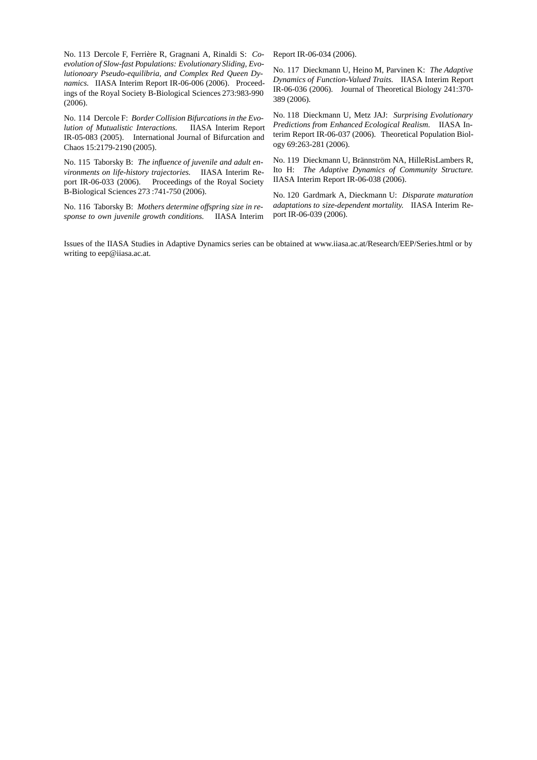No. 113 Dercole F, Ferrière R, Gragnani A, Rinaldi S: *Coevolution of Slow-fast Populations: Evolutionary Sliding, Evolutionoary Pseudo-equilibria, and Complex Red Queen Dynamics.* IIASA Interim Report IR-06-006 (2006). Proceedings of the Royal Society B-Biological Sciences 273:983-990 (2006).

No. 114 Dercole F: *Border Collision Bifurcations in the Evolution of Mutualistic Interactions.* IIASA Interim Report IR-05-083 (2005). International Journal of Bifurcation and Chaos 15:2179-2190 (2005).

No. 115 Taborsky B: *The influence of juvenile and adult environments on life-history trajectories.* IIASA Interim Report IR-06-033 (2006). Proceedings of the Royal Society B-Biological Sciences 273 :741-750 (2006).

No. 116 Taborsky B: *Mothers determine offspring size in response to own juvenile growth conditions.* IIASA Interim Report IR-06-034 (2006).

No. 117 Dieckmann U, Heino M, Parvinen K: *The Adaptive Dynamics of Function-Valued Traits.* IIASA Interim Report IR-06-036 (2006). Journal of Theoretical Biology 241:370-389 (2006).

No. 118 Dieckmann U, Metz JAJ: *Surprising Evolutionary Predictions from Enhanced Ecological Realism.* IIASA Interim Report IR-06-037 (2006). Theoretical Population Biology 69:263-281 (2006).

No. 119 Dieckmann U, Brännström NA, HilleRisLambers R, Ito H: *The Adaptive Dynamics of Community Structure.* IIASA Interim Report IR-06-038 (2006).

No. 120 Gardmark A, Dieckmann U: *Disparate maturation adaptations to size-dependent mortality.* IIASA Interim Report IR-06-039 (2006).

Issues of the IIASA Studies in Adaptive Dynamics series can be obtained at www.iiasa.ac.at/Research/EEP/Series.html or by writing to eep@iiasa.ac.at.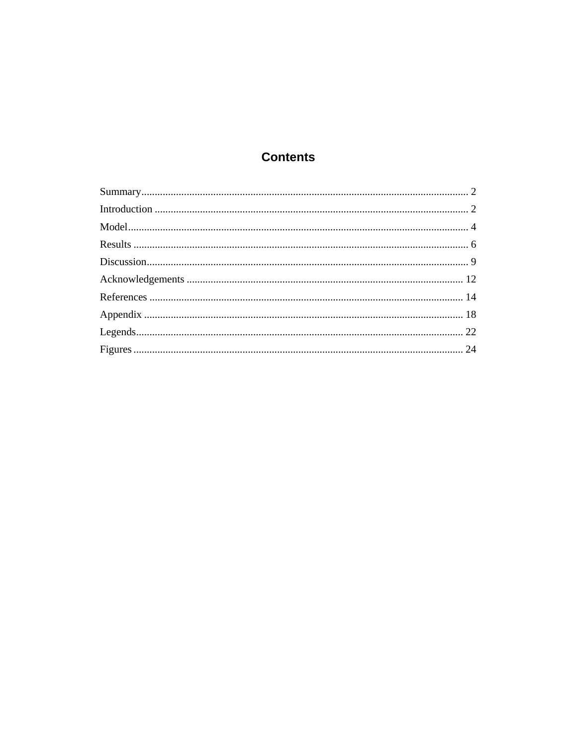# Contents

Summary............................................................................................................................ 2
Introduction ...................................................................................................................... 2
Model................................................................................................................................ 4
Results .............................................................................................................................. 6
Discussion......................................................................................................................... 9
Acknowledgements ........................................................................................................ 12
References ...................................................................................................................... 14
Appendix ........................................................................................................................ 18
Legends........................................................................................................................... 22
Figures ............................................................................................................................ 24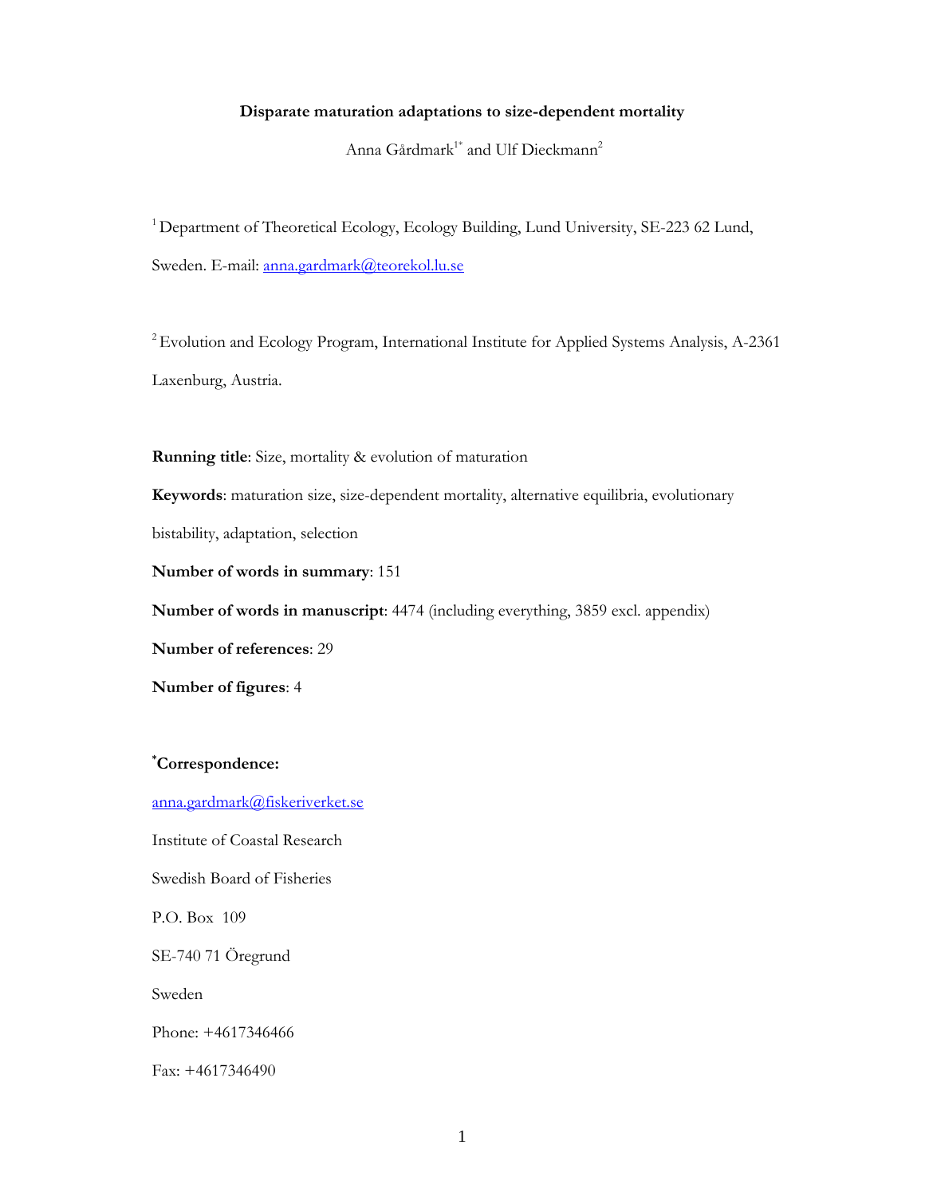**Disparate maturation adaptations to size-dependent mortality**

Anna Gårdmark[1*] and Ulf Dieckmann[2]

[1] Department of Theoretical Ecology, Ecology Building, Lund University, SE-223 62 Lund, Sweden. E-mail: anna.gardmark@teorekol.lu.se

[2] Evolution and Ecology Program, International Institute for Applied Systems Analysis, A-2361 Laxenburg, Austria.

**Running title**: Size, mortality & evolution of maturation

**Keywords**: maturation size, size-dependent mortality, alternative equilibria, evolutionary bistability, adaptation, selection

**Number of words in summary**: 151

**Number of words in manuscript**: 4474 (including everything, 3859 excl. appendix)

**Number of references**: 29

**Number of figures**: 4

**[*]Correspondence:**

anna.gardmark@fiskeriverket.se

Institute of Coastal Research

Swedish Board of Fisheries

P.O. Box 109

SE-740 71 Öregrund

Sweden

Phone: +4617346466

Fax: +4617346490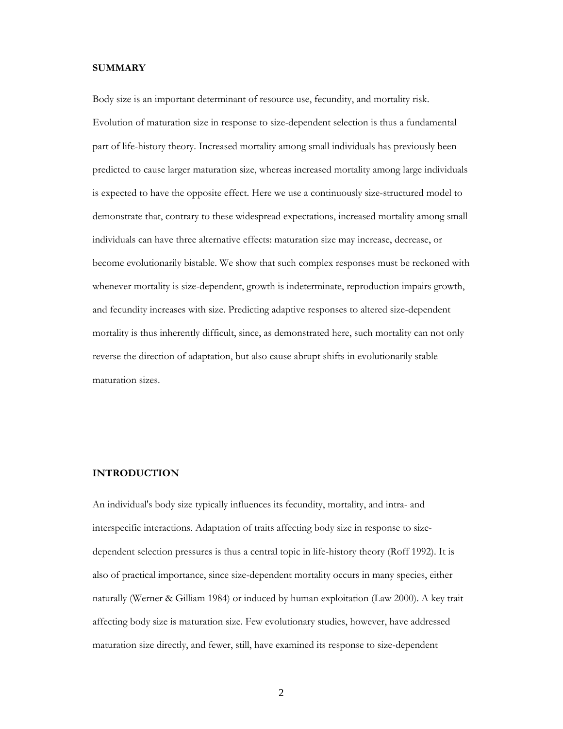## SUMMARY

Body size is an important determinant of resource use, fecundity, and mortality risk. Evolution of maturation size in response to size-dependent selection is thus a fundamental part of life-history theory. Increased mortality among small individuals has previously been predicted to cause larger maturation size, whereas increased mortality among large individuals is expected to have the opposite effect. Here we use a continuously size-structured model to demonstrate that, contrary to these widespread expectations, increased mortality among small individuals can have three alternative effects: maturation size may increase, decrease, or become evolutionarily bistable. We show that such complex responses must be reckoned with whenever mortality is size-dependent, growth is indeterminate, reproduction impairs growth, and fecundity increases with size. Predicting adaptive responses to altered size-dependent mortality is thus inherently difficult, since, as demonstrated here, such mortality can not only reverse the direction of adaptation, but also cause abrupt shifts in evolutionarily stable maturation sizes.

## INTRODUCTION

An individual's body size typically influences its fecundity, mortality, and intra- and interspecific interactions. Adaptation of traits affecting body size in response to size-dependent selection pressures is thus a central topic in life-history theory (Roff 1992). It is also of practical importance, since size-dependent mortality occurs in many species, either naturally (Werner & Gilliam 1984) or induced by human exploitation (Law 2000). A key trait affecting body size is maturation size. Few evolutionary studies, however, have addressed maturation size directly, and fewer, still, have examined its response to size-dependent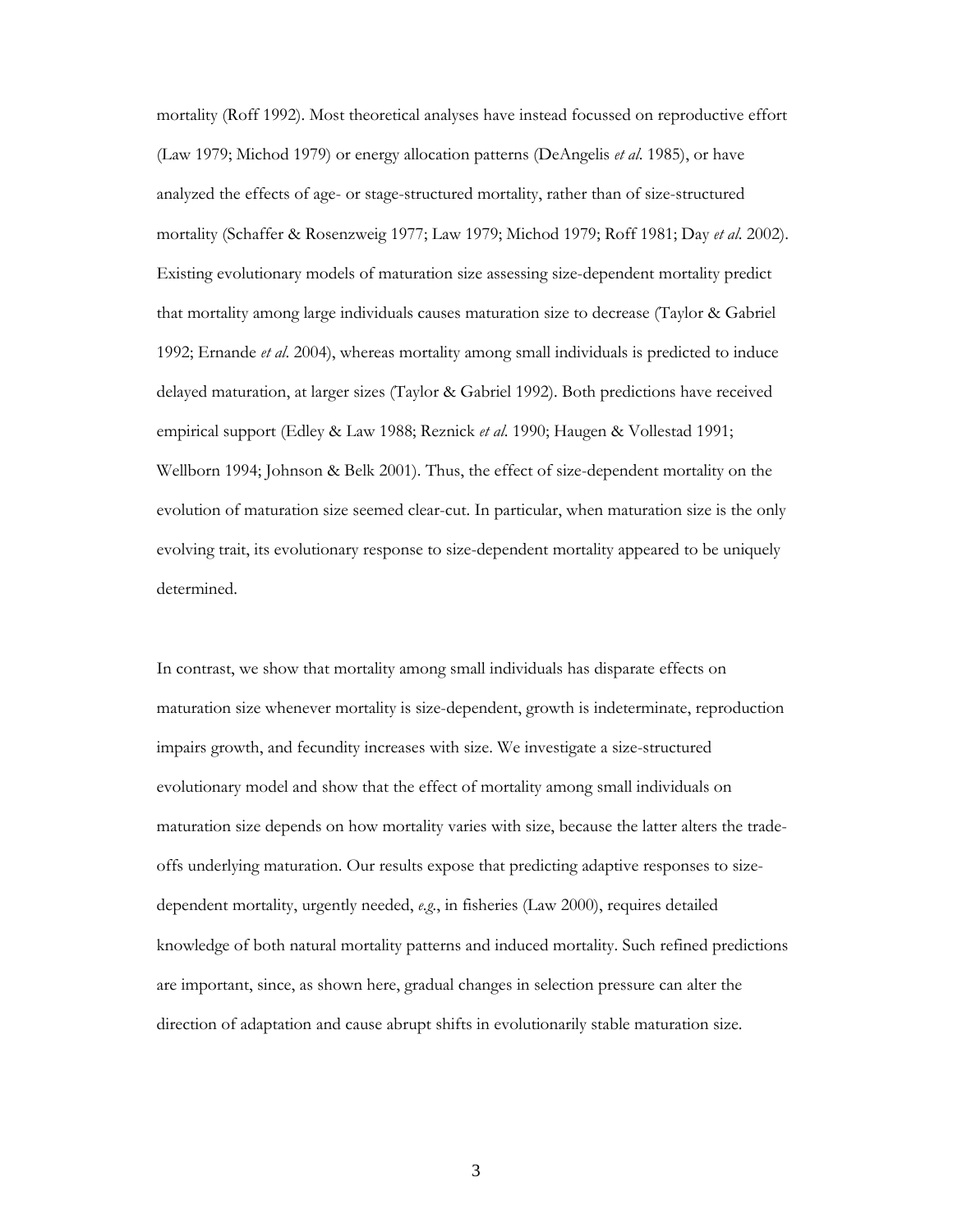mortality (Roff 1992). Most theoretical analyses have instead focussed on reproductive effort (Law 1979; Michod 1979) or energy allocation patterns (DeAngelis *et al*. 1985), or have analyzed the effects of age- or stage-structured mortality, rather than of size-structured mortality (Schaffer & Rosenzweig 1977; Law 1979; Michod 1979; Roff 1981; Day *et al*. 2002). Existing evolutionary models of maturation size assessing size-dependent mortality predict that mortality among large individuals causes maturation size to decrease (Taylor & Gabriel 1992; Ernande *et al*. 2004), whereas mortality among small individuals is predicted to induce delayed maturation, at larger sizes (Taylor & Gabriel 1992). Both predictions have received empirical support (Edley & Law 1988; Reznick *et al*. 1990; Haugen & Vollestad 1991; Wellborn 1994; Johnson & Belk 2001). Thus, the effect of size-dependent mortality on the evolution of maturation size seemed clear-cut. In particular, when maturation size is the only evolving trait, its evolutionary response to size-dependent mortality appeared to be uniquely determined.

In contrast, we show that mortality among small individuals has disparate effects on maturation size whenever mortality is size-dependent, growth is indeterminate, reproduction impairs growth, and fecundity increases with size. We investigate a size-structured evolutionary model and show that the effect of mortality among small individuals on maturation size depends on how mortality varies with size, because the latter alters the trade-offs underlying maturation. Our results expose that predicting adaptive responses to size-dependent mortality, urgently needed, *e.g.*, in fisheries (Law 2000), requires detailed knowledge of both natural mortality patterns and induced mortality. Such refined predictions are important, since, as shown here, gradual changes in selection pressure can alter the direction of adaptation and cause abrupt shifts in evolutionarily stable maturation size.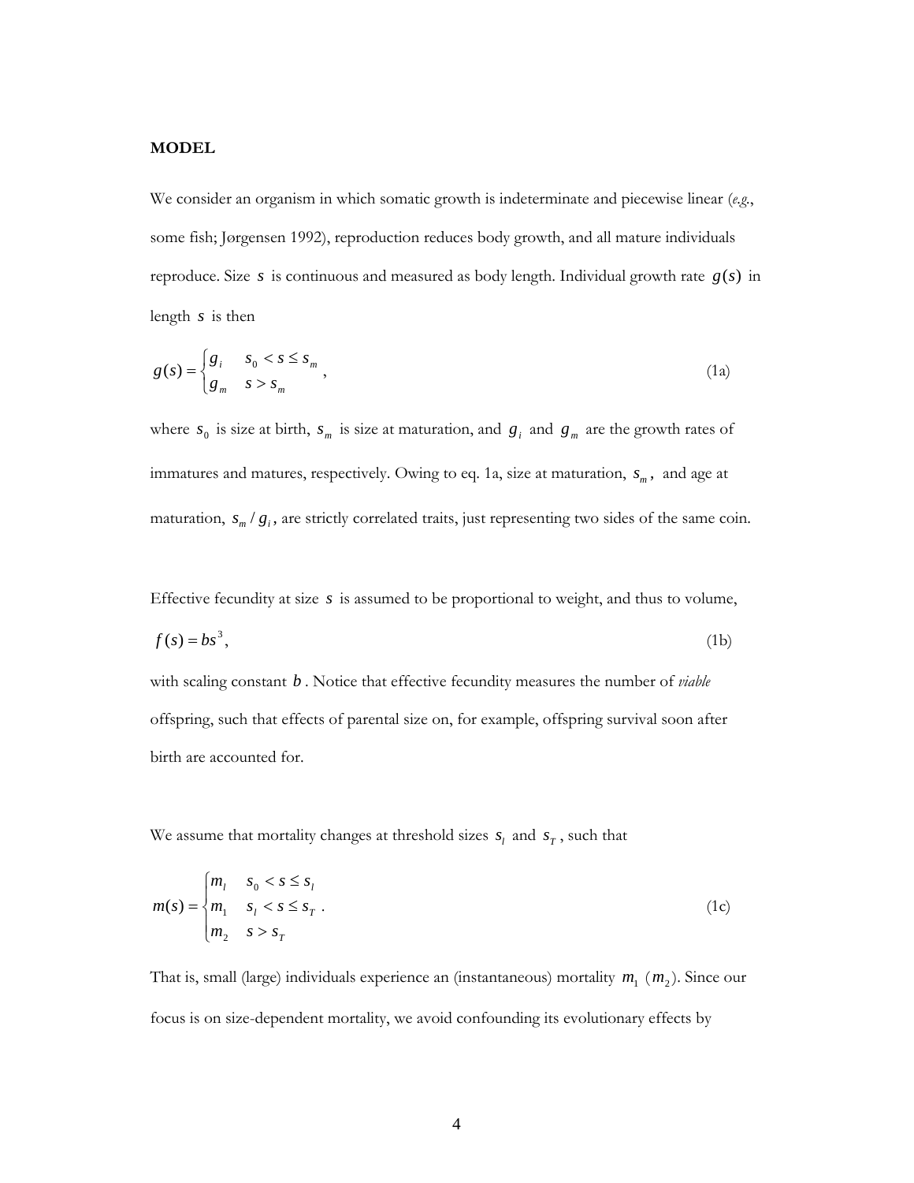**MODEL**

We consider an organism in which somatic growth is indeterminate and piecewise linear (*e.g.*, some fish; Jørgensen 1992), reproduction reduces body growth, and all mature individuals reproduce. Size $s$ is continuous and measured as body length. Individual growth rate $g(s)$ in length $s$ is then

$$g(s) = \begin{cases} g_i & s_0 < s \le s_m \\ g_m & s > s_m \end{cases}, \tag{1a}$$

where $s_0$ is size at birth, $s_m$ is size at maturation, and $g_i$ and $g_m$ are the growth rates of immatures and matures, respectively. Owing to eq. 1a, size at maturation, $s_m$, and age at maturation, $s_m / g_i$, are strictly correlated traits, just representing two sides of the same coin.

Effective fecundity at size $s$ is assumed to be proportional to weight, and thus to volume,

$$f(s) = bs^3, \tag{1b}$$

with scaling constant $b$. Notice that effective fecundity measures the number of *viable* offspring, such that effects of parental size on, for example, offspring survival soon after birth are accounted for.

We assume that mortality changes at threshold sizes $s_l$ and $s_T$, such that

$$m(s) = \begin{cases} m_l & s_0 < s \le s_l \\ m_1 & s_l < s \le s_T \\ m_2 & s > s_T \end{cases}. \tag{1c}$$

That is, small (large) individuals experience an (instantaneous) mortality $m_1$ ($m_2$). Since our focus is on size-dependent mortality, we avoid confounding its evolutionary effects by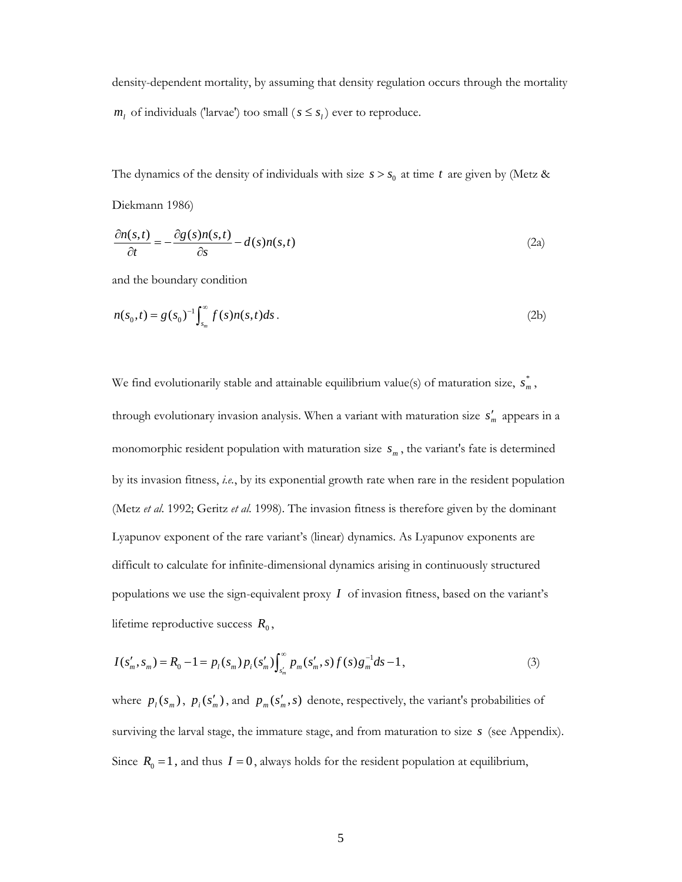density-dependent mortality, by assuming that density regulation occurs through the mortality $m_l$ of individuals ('larvae') too small ($s \le s_l$) ever to reproduce.

The dynamics of the density of individuals with size $s > s_0$ at time $t$ are given by (Metz & Diekmann 1986)

$$\frac{\partial n(s,t)}{\partial t} = -\frac{\partial g(s) n(s,t)}{\partial s} - d(s) n(s,t) \tag{2a}$$

and the boundary condition

$$n(s_0, t) = g(s_0)^{-1} \int_{s_m}^{\infty} f(s) n(s,t) ds . \tag{2b}$$

We find evolutionarily stable and attainable equilibrium value(s) of maturation size, $s_m^*$, through evolutionary invasion analysis. When a variant with maturation size $s_m'$ appears in a monomorphic resident population with maturation size $s_m$, the variant's fate is determined by its invasion fitness, *i.e.*, by its exponential growth rate when rare in the resident population (Metz *et al.* 1992; Geritz *et al.* 1998). The invasion fitness is therefore given by the dominant Lyapunov exponent of the rare variant's (linear) dynamics. As Lyapunov exponents are difficult to calculate for infinite-dimensional dynamics arising in continuously structured populations we use the sign-equivalent proxy $I$ of invasion fitness, based on the variant's lifetime reproductive success $R_0$,

$$I(s_m', s_m) = R_0 - 1 = p_l(s_m) p_i(s_m') \int_{s_m'}^{\infty} p_m(s_m', s) f(s) g_m^{-1} ds - 1 , \tag{3}$$

where $p_l(s_m)$, $p_i(s_m')$, and $p_m(s_m', s)$ denote, respectively, the variant's probabilities of surviving the larval stage, the immature stage, and from maturation to size $s$ (see Appendix). Since $R_0 = 1$, and thus $I = 0$, always holds for the resident population at equilibrium,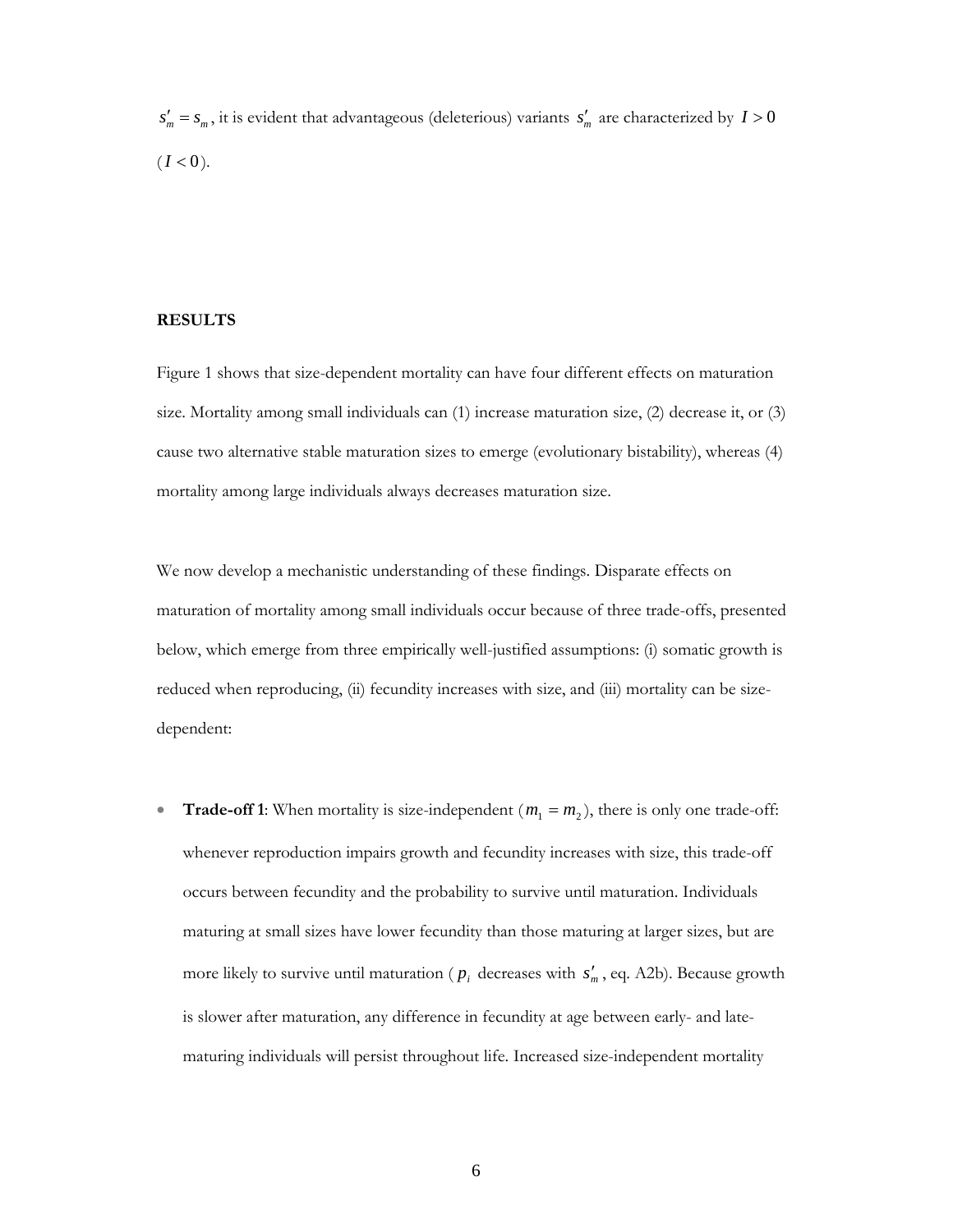$s'_m = s_m$, it is evident that advantageous (deleterious) variants $s'_m$ are characterized by $I > 0$ ($I < 0$).

## RESULTS

Figure 1 shows that size-dependent mortality can have four different effects on maturation size. Mortality among small individuals can (1) increase maturation size, (2) decrease it, or (3) cause two alternative stable maturation sizes to emerge (evolutionary bistability), whereas (4) mortality among large individuals always decreases maturation size.

We now develop a mechanistic understanding of these findings. Disparate effects on maturation of mortality among small individuals occur because of three trade-offs, presented below, which emerge from three empirically well-justified assumptions: (i) somatic growth is reduced when reproducing, (ii) fecundity increases with size, and (iii) mortality can be size-dependent:

- **Trade-off 1**: When mortality is size-independent ($m_1 = m_2$), there is only one trade-off: whenever reproduction impairs growth and fecundity increases with size, this trade-off occurs between fecundity and the probability to survive until maturation. Individuals maturing at small sizes have lower fecundity than those maturing at larger sizes, but are more likely to survive until maturation ($p_i$ decreases with $s'_m$, eq. A2b). Because growth is slower after maturation, any difference in fecundity at age between early- and late-maturing individuals will persist throughout life. Increased size-independent mortality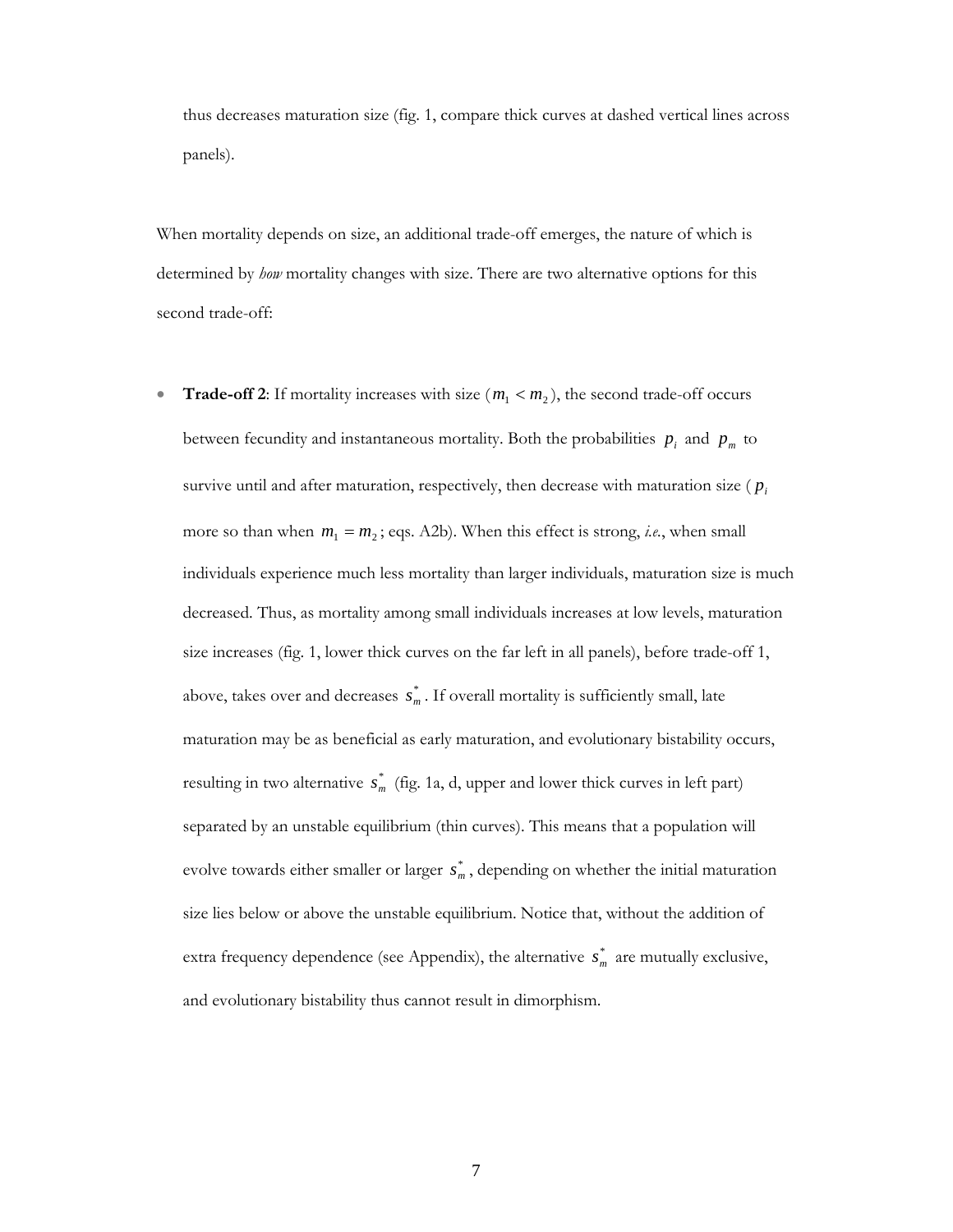thus decreases maturation size (fig. 1, compare thick curves at dashed vertical lines across panels).

When mortality depends on size, an additional trade-off emerges, the nature of which is determined by *how* mortality changes with size. There are two alternative options for this second trade-off:

- **Trade-off 2**: If mortality increases with size ($m_1 < m_2$), the second trade-off occurs between fecundity and instantaneous mortality. Both the probabilities $p_i$ and $p_m$ to survive until and after maturation, respectively, then decrease with maturation size ($p_i$ more so than when $m_1 = m_2$; eqs. A2b). When this effect is strong, *i.e.*, when small individuals experience much less mortality than larger individuals, maturation size is much decreased. Thus, as mortality among small individuals increases at low levels, maturation size increases (fig. 1, lower thick curves on the far left in all panels), before trade-off 1, above, takes over and decreases $s_m^*$. If overall mortality is sufficiently small, late maturation may be as beneficial as early maturation, and evolutionary bistability occurs, resulting in two alternative $s_m^*$ (fig. 1a, d, upper and lower thick curves in left part) separated by an unstable equilibrium (thin curves). This means that a population will evolve towards either smaller or larger $s_m^*$, depending on whether the initial maturation size lies below or above the unstable equilibrium. Notice that, without the addition of extra frequency dependence (see Appendix), the alternative $s_m^*$ are mutually exclusive, and evolutionary bistability thus cannot result in dimorphism.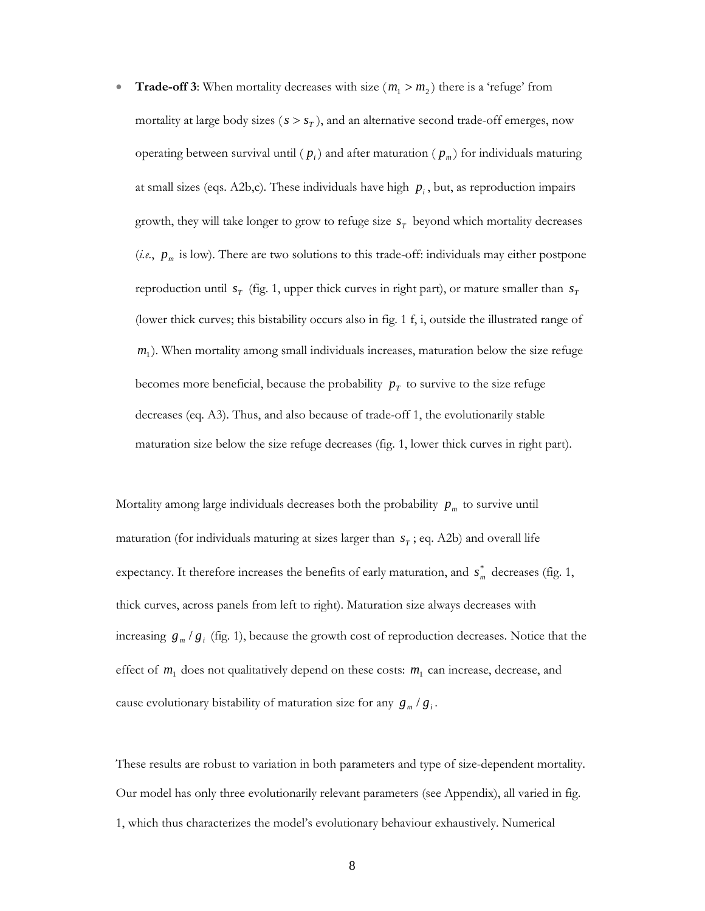- **Trade-off 3**: When mortality decreases with size ($m_1 > m_2$) there is a 'refuge' from mortality at large body sizes ($s > s_T$), and an alternative second trade-off emerges, now operating between survival until ($p_i$) and after maturation ($p_m$) for individuals maturing at small sizes (eqs. A2b,c). These individuals have high $p_i$, but, as reproduction impairs growth, they will take longer to grow to refuge size $s_T$ beyond which mortality decreases (*i.e.*, $p_m$ is low). There are two solutions to this trade-off: individuals may either postpone reproduction until $s_T$ (fig. 1, upper thick curves in right part), or mature smaller than $s_T$ (lower thick curves; this bistability occurs also in fig. 1 f, i, outside the illustrated range of $m_1$). When mortality among small individuals increases, maturation below the size refuge becomes more beneficial, because the probability $p_T$ to survive to the size refuge decreases (eq. A3). Thus, and also because of trade-off 1, the evolutionarily stable maturation size below the size refuge decreases (fig. 1, lower thick curves in right part).

Mortality among large individuals decreases both the probability $p_m$ to survive until maturation (for individuals maturing at sizes larger than $s_T$; eq. A2b) and overall life expectancy. It therefore increases the benefits of early maturation, and $s_m^*$ decreases (fig. 1, thick curves, across panels from left to right). Maturation size always decreases with increasing $g_m / g_i$ (fig. 1), because the growth cost of reproduction decreases. Notice that the effect of $m_1$ does not qualitatively depend on these costs: $m_1$ can increase, decrease, and cause evolutionary bistability of maturation size for any $g_m / g_i$.

These results are robust to variation in both parameters and type of size-dependent mortality. Our model has only three evolutionarily relevant parameters (see Appendix), all varied in fig. 1, which thus characterizes the model's evolutionary behaviour exhaustively. Numerical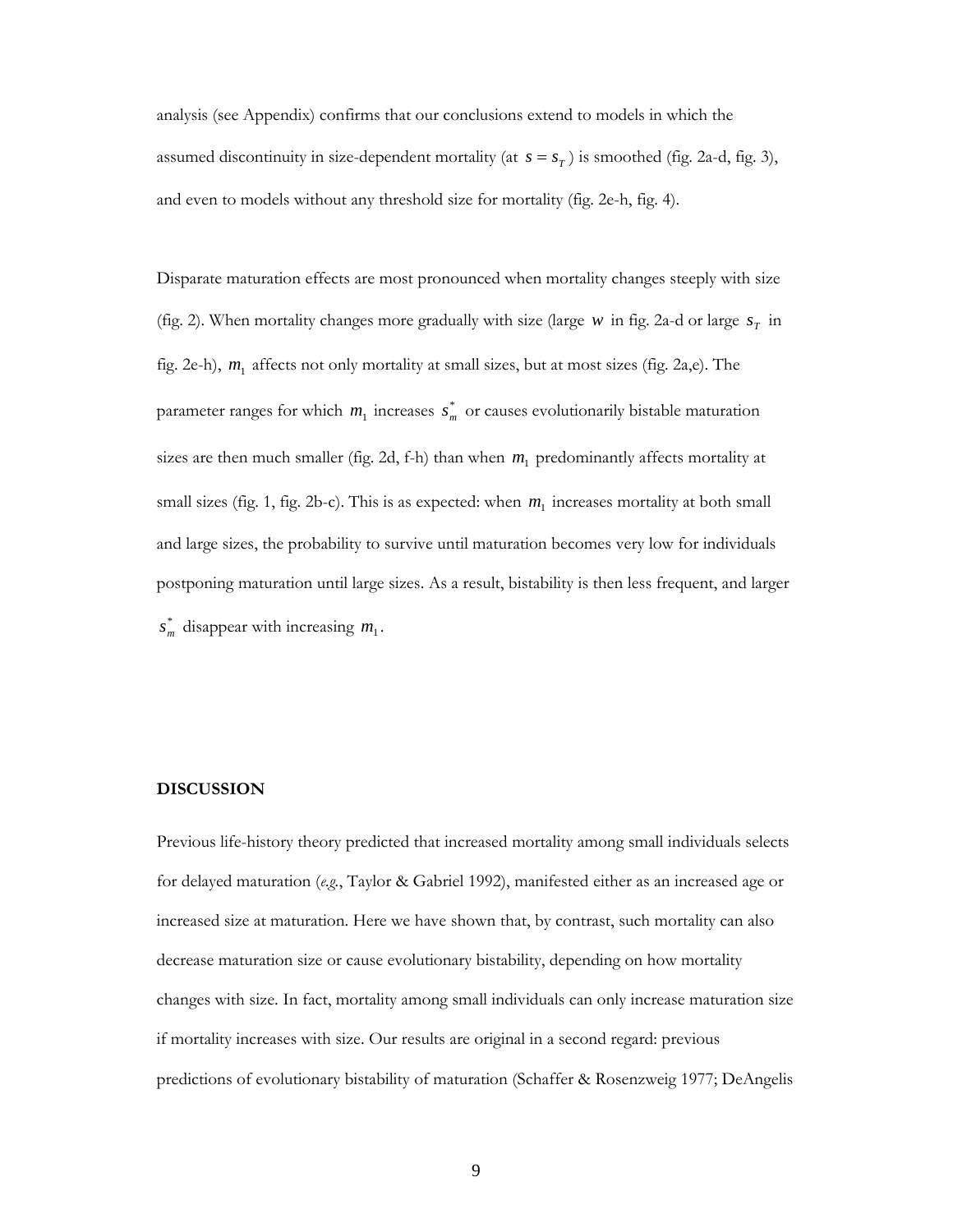analysis (see Appendix) confirms that our conclusions extend to models in which the assumed discontinuity in size-dependent mortality (at $s = s_T$) is smoothed (fig. 2a-d, fig. 3), and even to models without any threshold size for mortality (fig. 2e-h, fig. 4).

Disparate maturation effects are most pronounced when mortality changes steeply with size (fig. 2). When mortality changes more gradually with size (large $w$ in fig. 2a-d or large $s_T$ in fig. 2e-h), $m_1$ affects not only mortality at small sizes, but at most sizes (fig. 2a,e). The parameter ranges for which $m_1$ increases $s_m^*$ or causes evolutionarily bistable maturation sizes are then much smaller (fig. 2d, f-h) than when $m_1$ predominantly affects mortality at small sizes (fig. 1, fig. 2b-c). This is as expected: when $m_1$ increases mortality at both small and large sizes, the probability to survive until maturation becomes very low for individuals postponing maturation until large sizes. As a result, bistability is then less frequent, and larger $s_m^*$ disappear with increasing $m_1$.

## DISCUSSION

Previous life-history theory predicted that increased mortality among small individuals selects for delayed maturation (*e.g.*, Taylor & Gabriel 1992), manifested either as an increased age or increased size at maturation. Here we have shown that, by contrast, such mortality can also decrease maturation size or cause evolutionary bistability, depending on how mortality changes with size. In fact, mortality among small individuals can only increase maturation size if mortality increases with size. Our results are original in a second regard: previous predictions of evolutionary bistability of maturation (Schaffer & Rosenzweig 1977; DeAngelis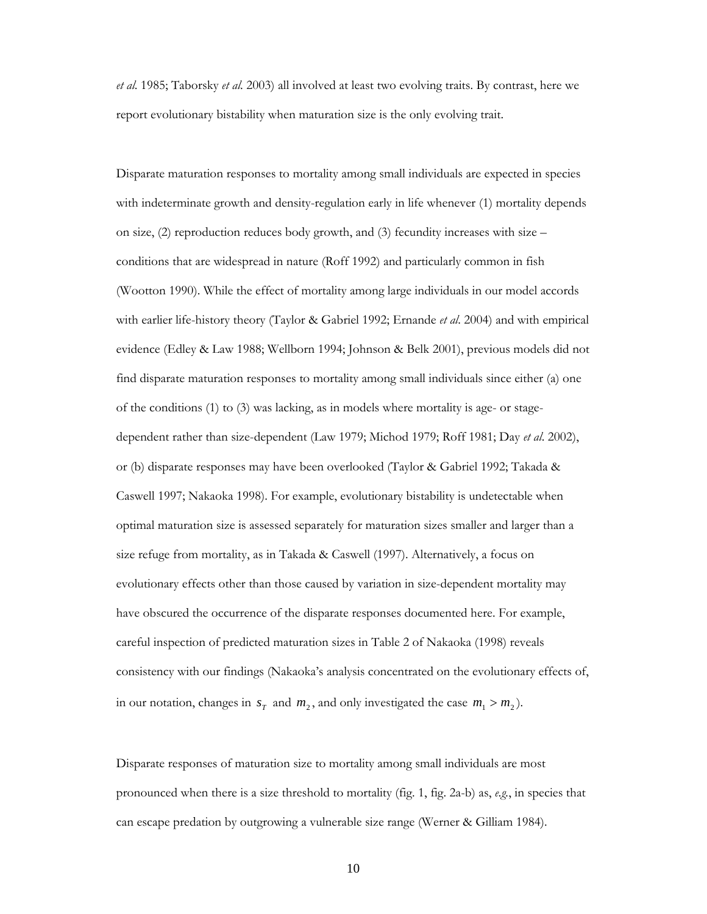*et al.* 1985; Taborsky *et al.* 2003) all involved at least two evolving traits. By contrast, here we report evolutionary bistability when maturation size is the only evolving trait.

Disparate maturation responses to mortality among small individuals are expected in species with indeterminate growth and density-regulation early in life whenever (1) mortality depends on size, (2) reproduction reduces body growth, and (3) fecundity increases with size – conditions that are widespread in nature (Roff 1992) and particularly common in fish (Wootton 1990). While the effect of mortality among large individuals in our model accords with earlier life-history theory (Taylor & Gabriel 1992; Ernande *et al.* 2004) and with empirical evidence (Edley & Law 1988; Wellborn 1994; Johnson & Belk 2001), previous models did not find disparate maturation responses to mortality among small individuals since either (a) one of the conditions (1) to (3) was lacking, as in models where mortality is age- or stage-dependent rather than size-dependent (Law 1979; Michod 1979; Roff 1981; Day *et al.* 2002), or (b) disparate responses may have been overlooked (Taylor & Gabriel 1992; Takada & Caswell 1997; Nakaoka 1998). For example, evolutionary bistability is undetectable when optimal maturation size is assessed separately for maturation sizes smaller and larger than a size refuge from mortality, as in Takada & Caswell (1997). Alternatively, a focus on evolutionary effects other than those caused by variation in size-dependent mortality may have obscured the occurrence of the disparate responses documented here. For example, careful inspection of predicted maturation sizes in Table 2 of Nakaoka (1998) reveals consistency with our findings (Nakaoka's analysis concentrated on the evolutionary effects of, in our notation, changes in $s_T$ and $m_2$, and only investigated the case $m_1 > m_2$).

Disparate responses of maturation size to mortality among small individuals are most pronounced when there is a size threshold to mortality (fig. 1, fig. 2a-b) as, *e.g.*, in species that can escape predation by outgrowing a vulnerable size range (Werner & Gilliam 1984).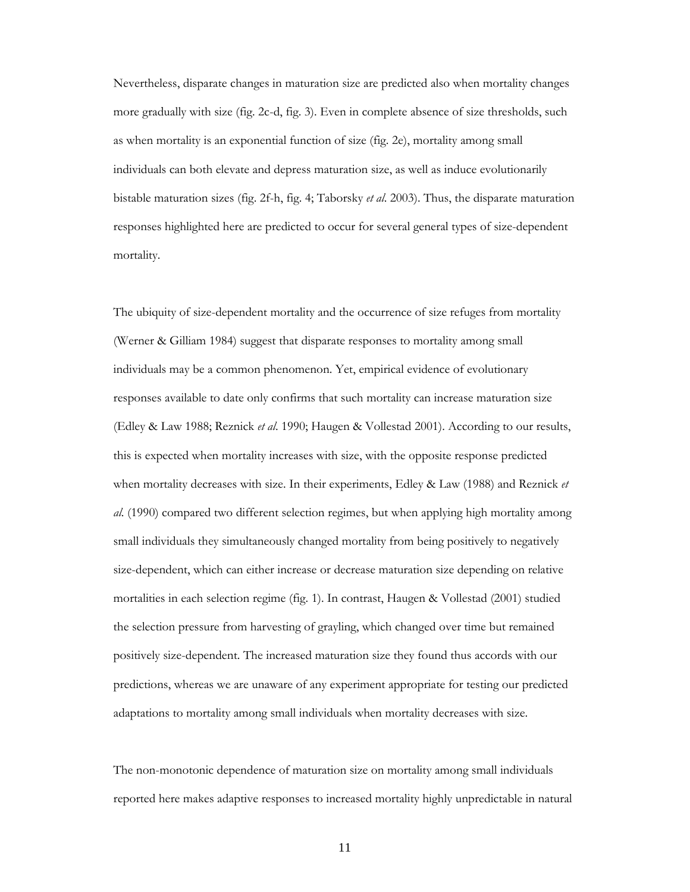Nevertheless, disparate changes in maturation size are predicted also when mortality changes more gradually with size (fig. 2c-d, fig. 3). Even in complete absence of size thresholds, such as when mortality is an exponential function of size (fig. 2e), mortality among small individuals can both elevate and depress maturation size, as well as induce evolutionarily bistable maturation sizes (fig. 2f-h, fig. 4; Taborsky *et al.* 2003). Thus, the disparate maturation responses highlighted here are predicted to occur for several general types of size-dependent mortality.

The ubiquity of size-dependent mortality and the occurrence of size refuges from mortality (Werner & Gilliam 1984) suggest that disparate responses to mortality among small individuals may be a common phenomenon. Yet, empirical evidence of evolutionary responses available to date only confirms that such mortality can increase maturation size (Edley & Law 1988; Reznick *et al.* 1990; Haugen & Vollestad 2001). According to our results, this is expected when mortality increases with size, with the opposite response predicted when mortality decreases with size. In their experiments, Edley & Law (1988) and Reznick *et al.* (1990) compared two different selection regimes, but when applying high mortality among small individuals they simultaneously changed mortality from being positively to negatively size-dependent, which can either increase or decrease maturation size depending on relative mortalities in each selection regime (fig. 1). In contrast, Haugen & Vollestad (2001) studied the selection pressure from harvesting of grayling, which changed over time but remained positively size-dependent. The increased maturation size they found thus accords with our predictions, whereas we are unaware of any experiment appropriate for testing our predicted adaptations to mortality among small individuals when mortality decreases with size.

The non-monotonic dependence of maturation size on mortality among small individuals reported here makes adaptive responses to increased mortality highly unpredictable in natural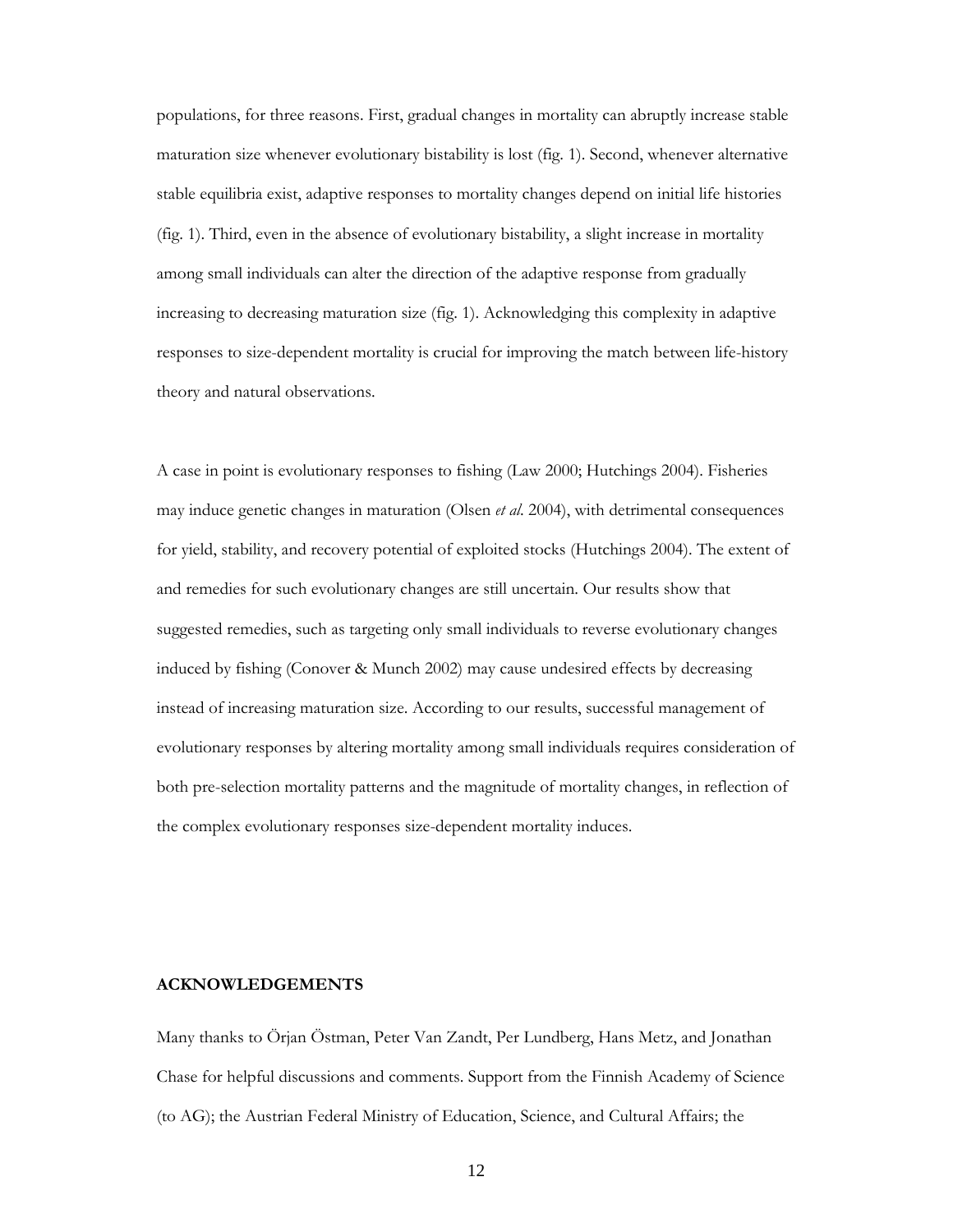populations, for three reasons. First, gradual changes in mortality can abruptly increase stable maturation size whenever evolutionary bistability is lost (fig. 1). Second, whenever alternative stable equilibria exist, adaptive responses to mortality changes depend on initial life histories (fig. 1). Third, even in the absence of evolutionary bistability, a slight increase in mortality among small individuals can alter the direction of the adaptive response from gradually increasing to decreasing maturation size (fig. 1). Acknowledging this complexity in adaptive responses to size-dependent mortality is crucial for improving the match between life-history theory and natural observations.

A case in point is evolutionary responses to fishing (Law 2000; Hutchings 2004). Fisheries may induce genetic changes in maturation (Olsen *et al.* 2004), with detrimental consequences for yield, stability, and recovery potential of exploited stocks (Hutchings 2004). The extent of and remedies for such evolutionary changes are still uncertain. Our results show that suggested remedies, such as targeting only small individuals to reverse evolutionary changes induced by fishing (Conover & Munch 2002) may cause undesired effects by decreasing instead of increasing maturation size. According to our results, successful management of evolutionary responses by altering mortality among small individuals requires consideration of both pre-selection mortality patterns and the magnitude of mortality changes, in reflection of the complex evolutionary responses size-dependent mortality induces.

**ACKNOWLEDGEMENTS**

Many thanks to Örjan Östman, Peter Van Zandt, Per Lundberg, Hans Metz, and Jonathan Chase for helpful discussions and comments. Support from the Finnish Academy of Science (to AG); the Austrian Federal Ministry of Education, Science, and Cultural Affairs; the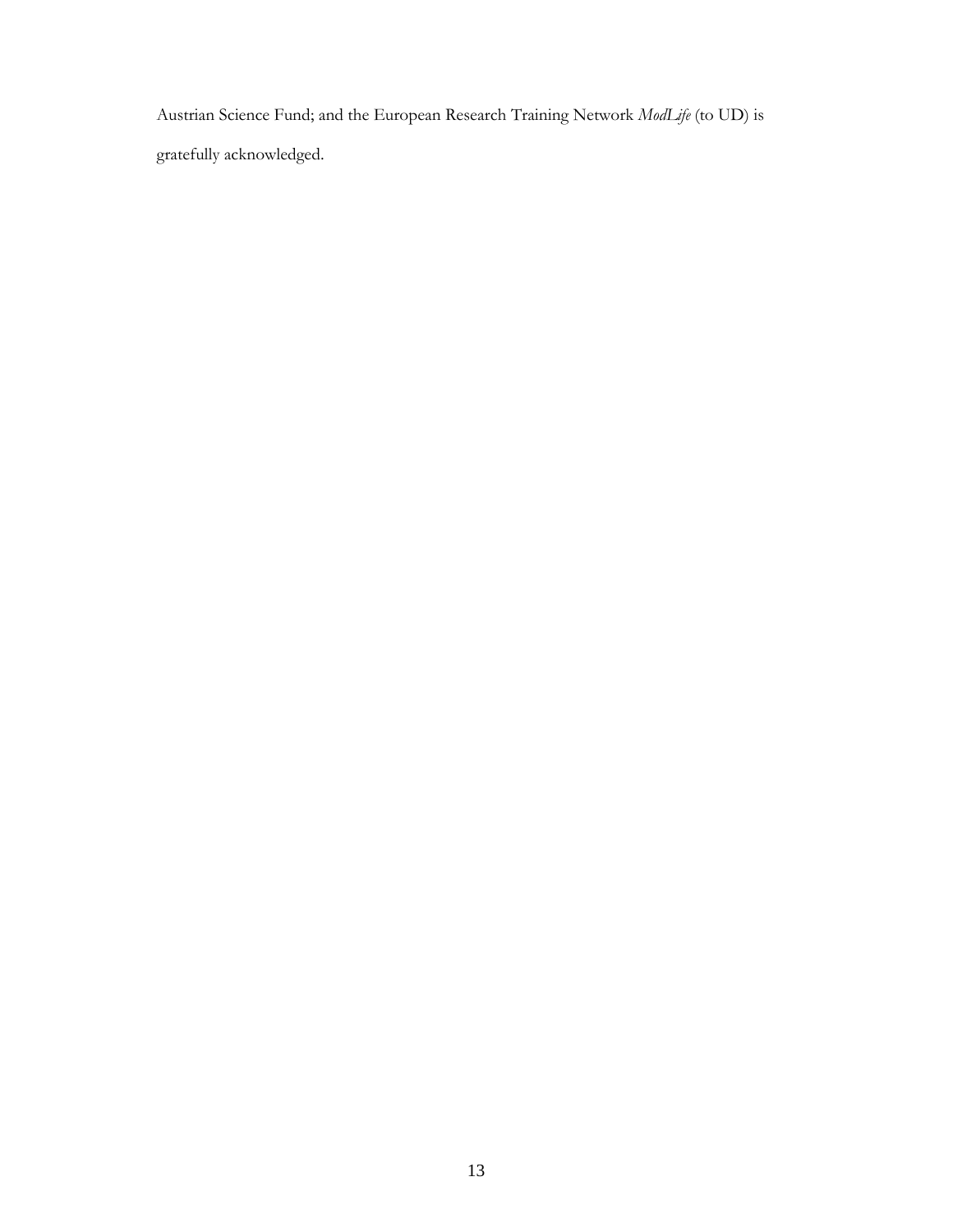Austrian Science Fund; and the European Research Training Network *ModLife* (to UD) is gratefully acknowledged.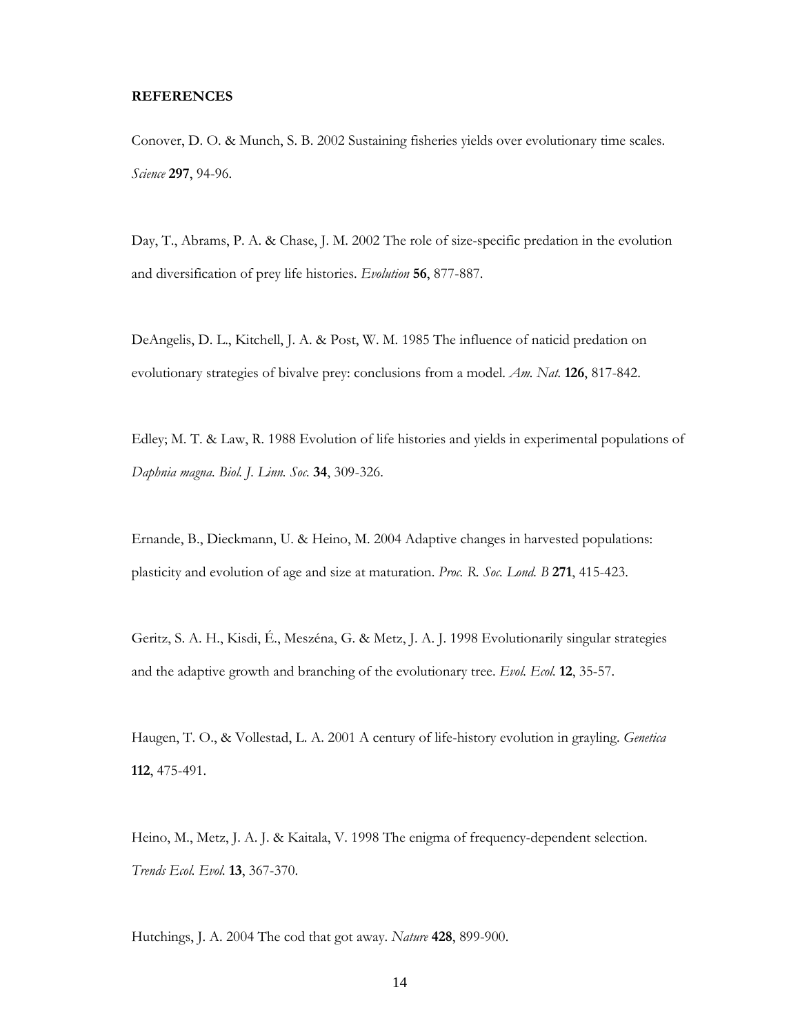**REFERENCES**

Conover, D. O. & Munch, S. B. 2002 Sustaining fisheries yields over evolutionary time scales. *Science* **297**, 94-96.

Day, T., Abrams, P. A. & Chase, J. M. 2002 The role of size-specific predation in the evolution and diversification of prey life histories. *Evolution* **56**, 877-887.

DeAngelis, D. L., Kitchell, J. A. & Post, W. M. 1985 The influence of naticid predation on evolutionary strategies of bivalve prey: conclusions from a model. *Am. Nat.* **126**, 817-842.

Edley; M. T. & Law, R. 1988 Evolution of life histories and yields in experimental populations of *Daphnia magna*. *Biol. J. Linn. Soc.* **34**, 309-326.

Ernande, B., Dieckmann, U. & Heino, M. 2004 Adaptive changes in harvested populations: plasticity and evolution of age and size at maturation. *Proc. R. Soc. Lond. B* **271**, 415-423.

Geritz, S. A. H., Kisdi, É., Meszéna, G. & Metz, J. A. J. 1998 Evolutionarily singular strategies and the adaptive growth and branching of the evolutionary tree. *Evol. Ecol.* **12**, 35-57.

Haugen, T. O., & Vollestad, L. A. 2001 A century of life-history evolution in grayling. *Genetica* **112**, 475-491.

Heino, M., Metz, J. A. J. & Kaitala, V. 1998 The enigma of frequency-dependent selection. *Trends Ecol. Evol.* **13**, 367-370.

Hutchings, J. A. 2004 The cod that got away. *Nature* **428**, 899-900.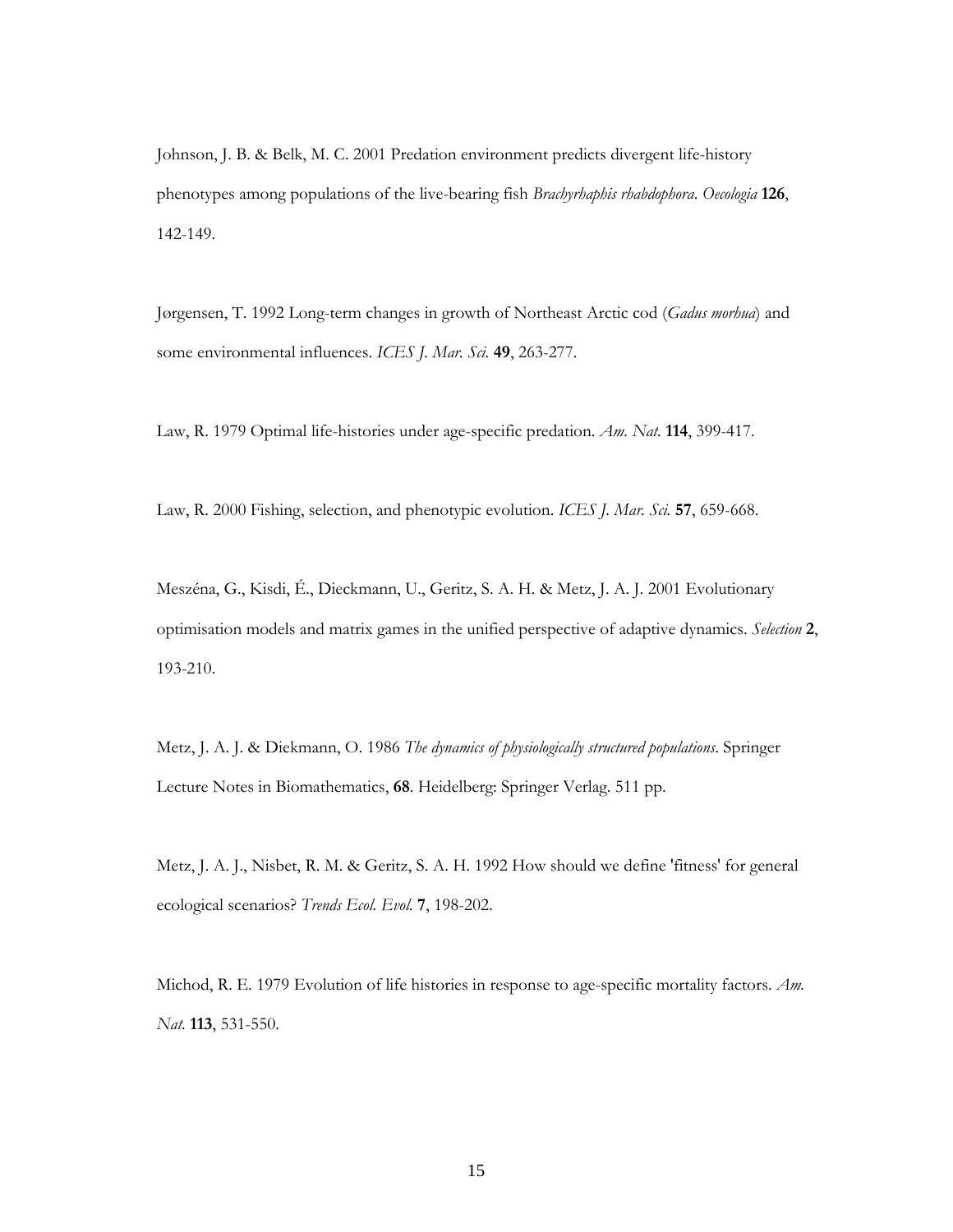Johnson, J. B. & Belk, M. C. 2001 Predation environment predicts divergent life-history phenotypes among populations of the live-bearing fish *Brachyrhaphis rhabdophora*. *Oecologia* **126**, 142-149.

Jørgensen, T. 1992 Long-term changes in growth of Northeast Arctic cod (*Gadus morhua*) and some environmental influences. *ICES J. Mar. Sci.* **49**, 263-277.

Law, R. 1979 Optimal life-histories under age-specific predation. *Am. Nat.* **114**, 399-417.

Law, R. 2000 Fishing, selection, and phenotypic evolution. *ICES J. Mar. Sci.* **57**, 659-668.

Meszéna, G., Kisdi, É., Dieckmann, U., Geritz, S. A. H. & Metz, J. A. J. 2001 Evolutionary optimisation models and matrix games in the unified perspective of adaptive dynamics. *Selection* **2**, 193-210.

Metz, J. A. J. & Diekmann, O. 1986 *The dynamics of physiologically structured populations*. Springer Lecture Notes in Biomathematics, **68**. Heidelberg: Springer Verlag. 511 pp.

Metz, J. A. J., Nisbet, R. M. & Geritz, S. A. H. 1992 How should we define 'fitness' for general ecological scenarios? *Trends Ecol. Evol.* **7**, 198-202.

Michod, R. E. 1979 Evolution of life histories in response to age-specific mortality factors. *Am. Nat.* **113**, 531-550.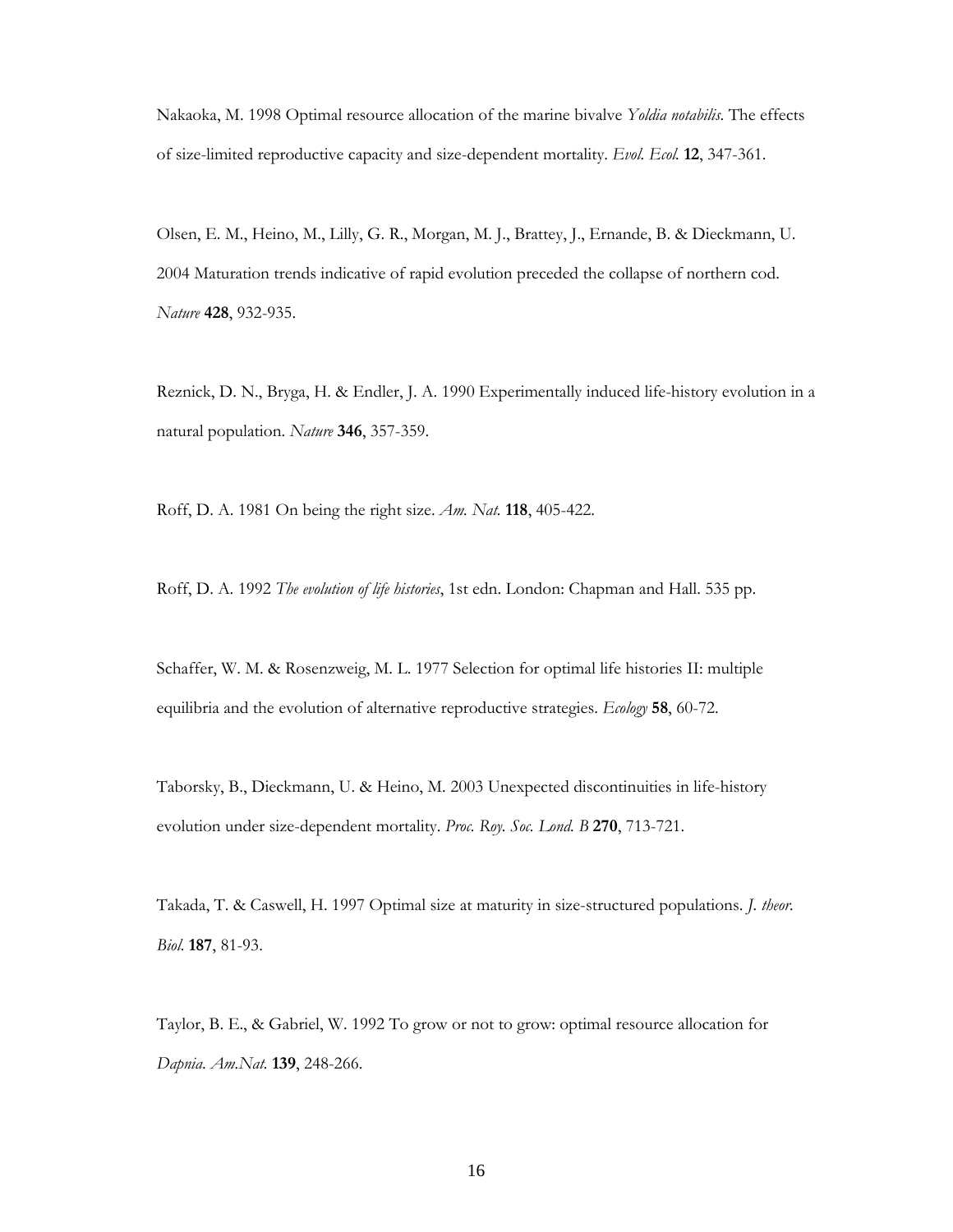Nakaoka, M. 1998 Optimal resource allocation of the marine bivalve *Yoldia notabilis*. The effects of size-limited reproductive capacity and size-dependent mortality. *Evol. Ecol.* **12**, 347-361.

Olsen, E. M., Heino, M., Lilly, G. R., Morgan, M. J., Brattey, J., Ernande, B. & Dieckmann, U. 2004 Maturation trends indicative of rapid evolution preceded the collapse of northern cod. *Nature* **428**, 932-935.

Reznick, D. N., Bryga, H. & Endler, J. A. 1990 Experimentally induced life-history evolution in a natural population. *Nature* **346**, 357-359.

Roff, D. A. 1981 On being the right size. *Am. Nat.* **118**, 405-422.

Roff, D. A. 1992 *The evolution of life histories*, 1st edn. London: Chapman and Hall. 535 pp.

Schaffer, W. M. & Rosenzweig, M. L. 1977 Selection for optimal life histories II: multiple equilibria and the evolution of alternative reproductive strategies. *Ecology* **58**, 60-72.

Taborsky, B., Dieckmann, U. & Heino, M. 2003 Unexpected discontinuities in life-history evolution under size-dependent mortality. *Proc. Roy. Soc. Lond. B* **270**, 713-721.

Takada, T. & Caswell, H. 1997 Optimal size at maturity in size-structured populations. *J. theor. Biol.* **187**, 81-93.

Taylor, B. E., & Gabriel, W. 1992 To grow or not to grow: optimal resource allocation for *Dapnia*. *Am.Nat.* **139**, 248-266.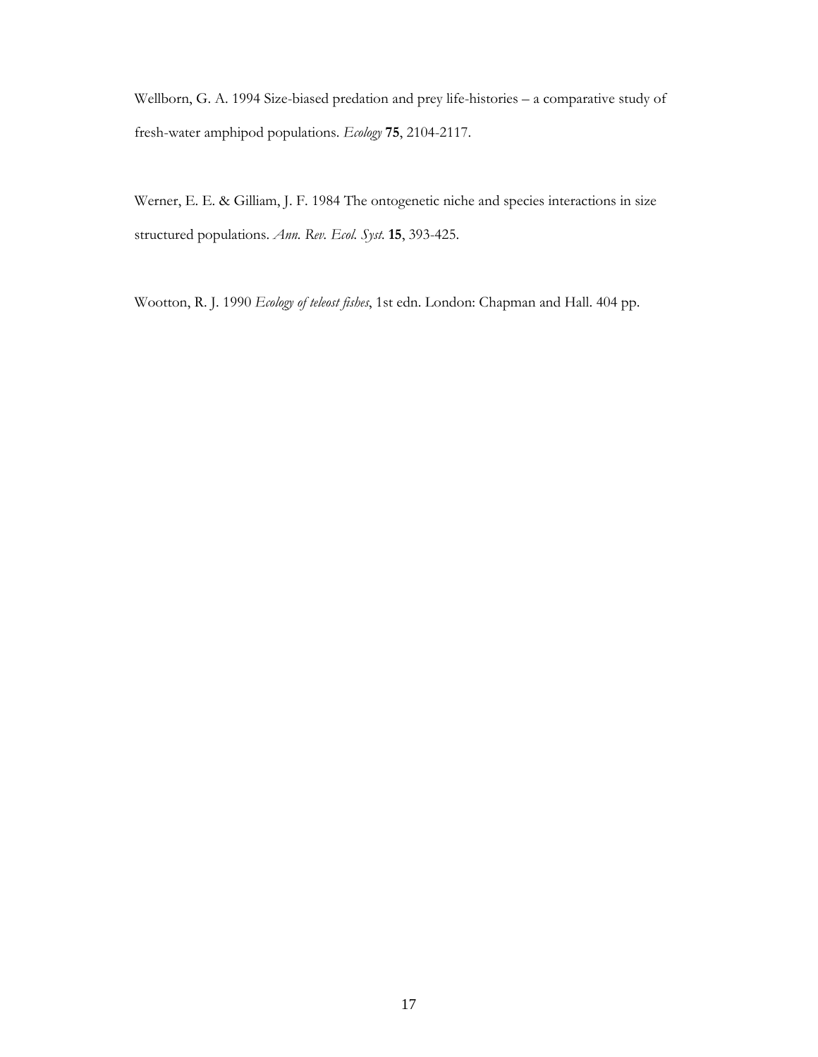Wellborn, G. A. 1994 Size-biased predation and prey life-histories – a comparative study of fresh-water amphipod populations. *Ecology* **75**, 2104-2117.

Werner, E. E. & Gilliam, J. F. 1984 The ontogenetic niche and species interactions in size structured populations. *Ann. Rev. Ecol. Syst.* **15**, 393-425.

Wootton, R. J. 1990 *Ecology of teleost fishes*, 1st edn. London: Chapman and Hall. 404 pp.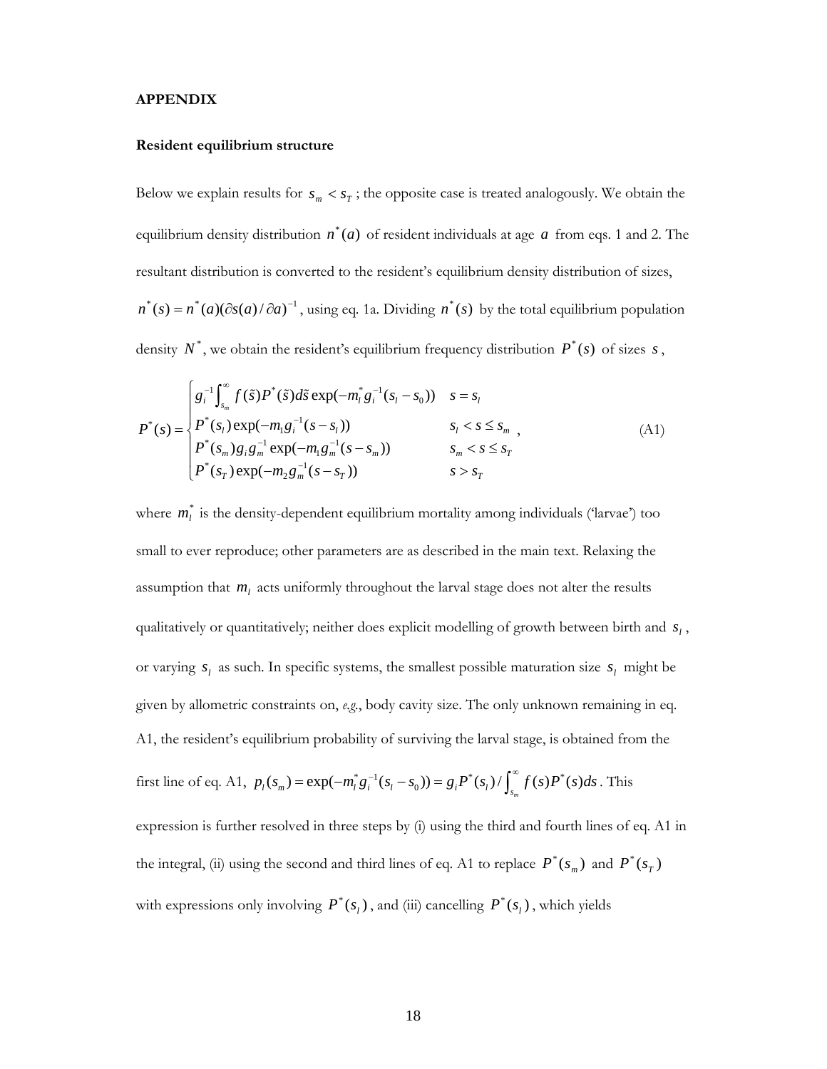**APPENDIX**

**Resident equilibrium structure**

Below we explain results for $s_m < s_T$; the opposite case is treated analogously. We obtain the equilibrium density distribution $n^*(a)$ of resident individuals at age $a$ from eqs. 1 and 2. The resultant distribution is converted to the resident's equilibrium density distribution of sizes, $n^*(s) = n^*(a)(\partial s(a)/\partial a)^{-1}$, using eq. 1a. Dividing $n^*(s)$ by the total equilibrium population density $N^*$, we obtain the resident's equilibrium frequency distribution $P^*(s)$ of sizes $s$,

$$P^*(s) = \begin{cases} g_i^{-1} \int_{s_m}^{\infty} f(\tilde{s}) P^*(\tilde{s}) d\tilde{s} \exp(-m_l^* g_i^{-1}(s_l - s_0)) & s = s_l \\ P^*(s_l) \exp(-m_1 g_i^{-1}(s - s_l)) & s_l < s \leq s_m \\ P^*(s_m) g_i g_m^{-1} \exp(-m_1 g_m^{-1}(s - s_m)) & s_m < s \leq s_T \\ P^*(s_T) \exp(-m_2 g_m^{-1}(s - s_T)) & s > s_T \end{cases}, \quad \text{(A1)}$$

where $m_l^*$ is the density-dependent equilibrium mortality among individuals ('larvae') too small to ever reproduce; other parameters are as described in the main text. Relaxing the assumption that $m_l$ acts uniformly throughout the larval stage does not alter the results qualitatively or quantitatively; neither does explicit modelling of growth between birth and $s_l$, or varying $s_l$ as such. In specific systems, the smallest possible maturation size $s_l$ might be given by allometric constraints on, *e.g.*, body cavity size. The only unknown remaining in eq. A1, the resident's equilibrium probability of surviving the larval stage, is obtained from the first line of eq. A1, $p_l(s_m) = \exp(-m_l^* g_i^{-1}(s_l - s_0)) = g_i P^*(s_l) / \int_{s_m}^{\infty} f(s) P^*(s) ds$. This expression is further resolved in three steps by (i) using the third and fourth lines of eq. A1 in the integral, (ii) using the second and third lines of eq. A1 to replace $P^*(s_m)$ and $P^*(s_T)$ with expressions only involving $P^*(s_l)$, and (iii) cancelling $P^*(s_l)$, which yields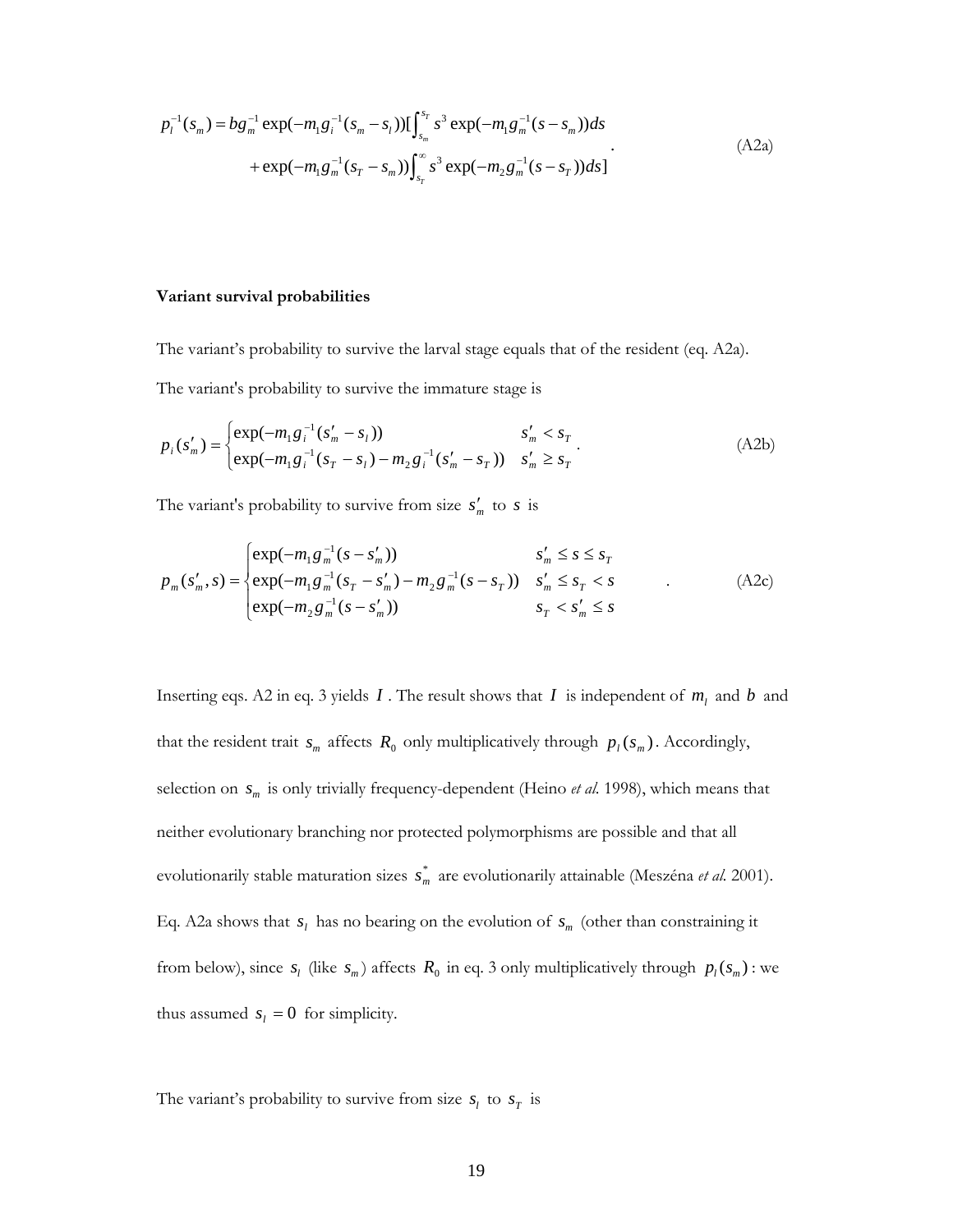$$p_l^{-1}(s_m) = bg_m^{-1}\exp(-m_1 g_i^{-1}(s_m - s_l))[\int_{s_m}^{s_T} s^3 \exp(-m_1 g_m^{-1}(s - s_m))ds + \exp(-m_1 g_m^{-1}(s_T - s_m))\int_{s_T}^{\infty} s^3 \exp(-m_2 g_m^{-1}(s - s_T))ds] . \tag{A2a}$$

### Variant survival probabilities

The variant's probability to survive the larval stage equals that of the resident (eq. A2a).

The variant's probability to survive the immature stage is

$$p_i(s'_m) = \begin{cases} \exp(-m_1 g_i^{-1}(s'_m - s_l)) & s'_m < s_T \\ \exp(-m_1 g_i^{-1}(s_T - s_l) - m_2 g_i^{-1}(s'_m - s_T)) & s'_m \geq s_T \end{cases} . \tag{A2b}$$

The variant's probability to survive from size $s'_m$ to $s$ is

$$p_m(s'_m, s) = \begin{cases} \exp(-m_1 g_m^{-1}(s - s'_m)) & s'_m \leq s \leq s_T \\ \exp(-m_1 g_m^{-1}(s_T - s'_m) - m_2 g_m^{-1}(s - s_T)) & s'_m \leq s_T < s \\ \exp(-m_2 g_m^{-1}(s - s'_m)) & s_T < s'_m \leq s \end{cases} . \tag{A2c}$$

Inserting eqs. A2 in eq. 3 yields $I$. The result shows that $I$ is independent of $m_l$ and $b$ and that the resident trait $s_m$ affects $R_0$ only multiplicatively through $p_l(s_m)$. Accordingly, selection on $s_m$ is only trivially frequency-dependent (Heino *et al.* 1998), which means that neither evolutionary branching nor protected polymorphisms are possible and that all evolutionarily stable maturation sizes $s_m^*$ are evolutionarily attainable (Meszéna *et al.* 2001). Eq. A2a shows that $s_l$ has no bearing on the evolution of $s_m$ (other than constraining it from below), since $s_l$ (like $s_m$) affects $R_0$ in eq. 3 only multiplicatively through $p_l(s_m)$: we thus assumed $s_l = 0$ for simplicity.

The variant's probability to survive from size $s_l$ to $s_T$ is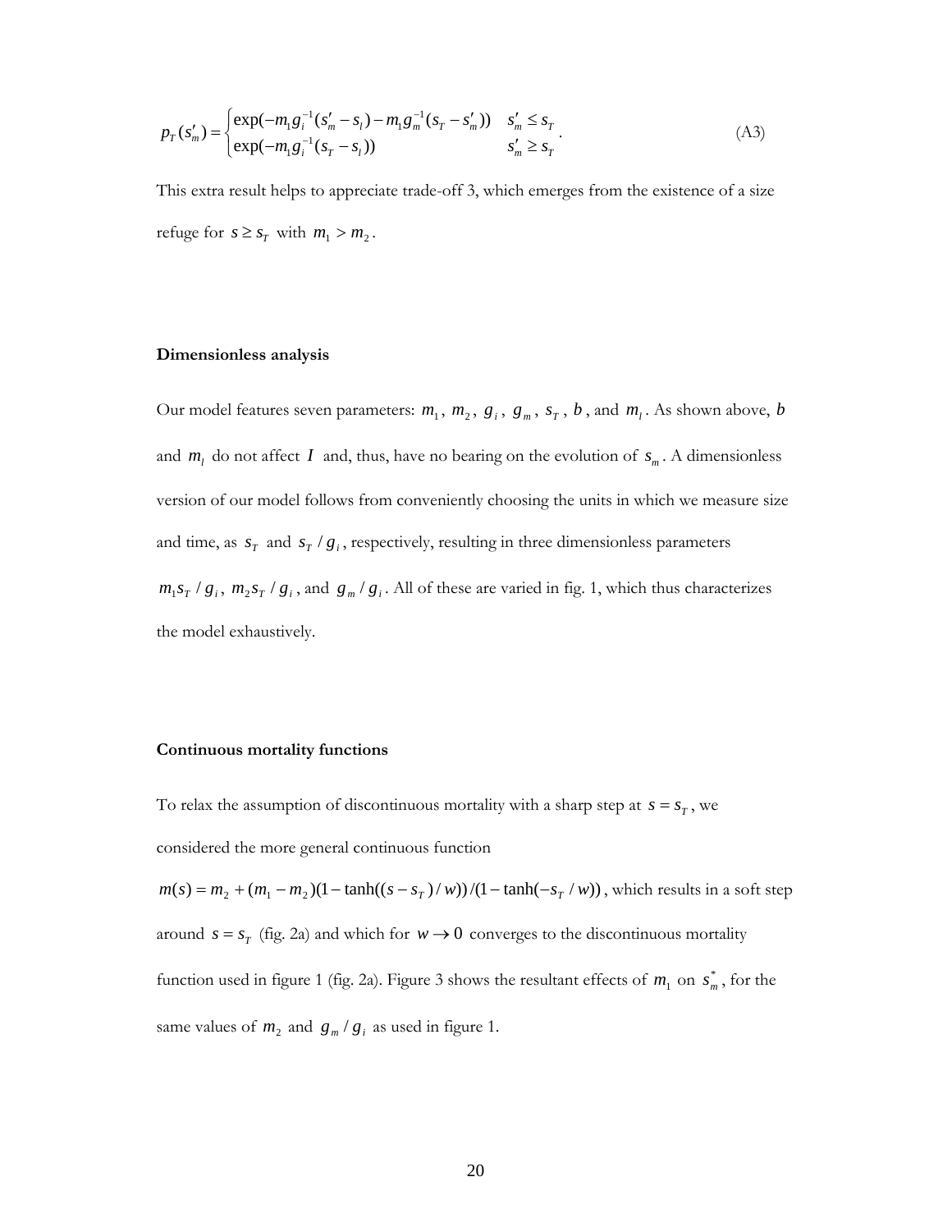$$p_T(s'_m) = \begin{cases} \exp(-m_1 g_i^{-1}(s'_m - s_l) - m_1 g_m^{-1}(s_T - s'_m)) & s'_m \leq s_T \\ \exp(-m_1 g_i^{-1}(s_T - s_l)) & s'_m \geq s_T \end{cases}. \tag{A3}$$

This extra result helps to appreciate trade-off 3, which emerges from the existence of a size refuge for $s \geq s_T$ with $m_1 > m_2$.

**Dimensionless analysis**

Our model features seven parameters: $m_1$, $m_2$, $g_i$, $g_m$, $s_T$, $b$, and $m_l$. As shown above, $b$ and $m_l$ do not affect $I$ and, thus, have no bearing on the evolution of $s_m$. A dimensionless version of our model follows from conveniently choosing the units in which we measure size and time, as $s_T$ and $s_T / g_i$, respectively, resulting in three dimensionless parameters $m_1 s_T / g_i$, $m_2 s_T / g_i$, and $g_m / g_i$. All of these are varied in fig. 1, which thus characterizes the model exhaustively.

**Continuous mortality functions**

To relax the assumption of discontinuous mortality with a sharp step at $s = s_T$, we considered the more general continuous function $m(s) = m_2 + (m_1 - m_2)(1 - \tanh((s - s_T)/w))/(1 - \tanh(-s_T / w))$, which results in a soft step around $s = s_T$ (fig. 2a) and which for $w \to 0$ converges to the discontinuous mortality function used in figure 1 (fig. 2a). Figure 3 shows the resultant effects of $m_1$ on $s_m^*$, for the same values of $m_2$ and $g_m / g_i$ as used in figure 1.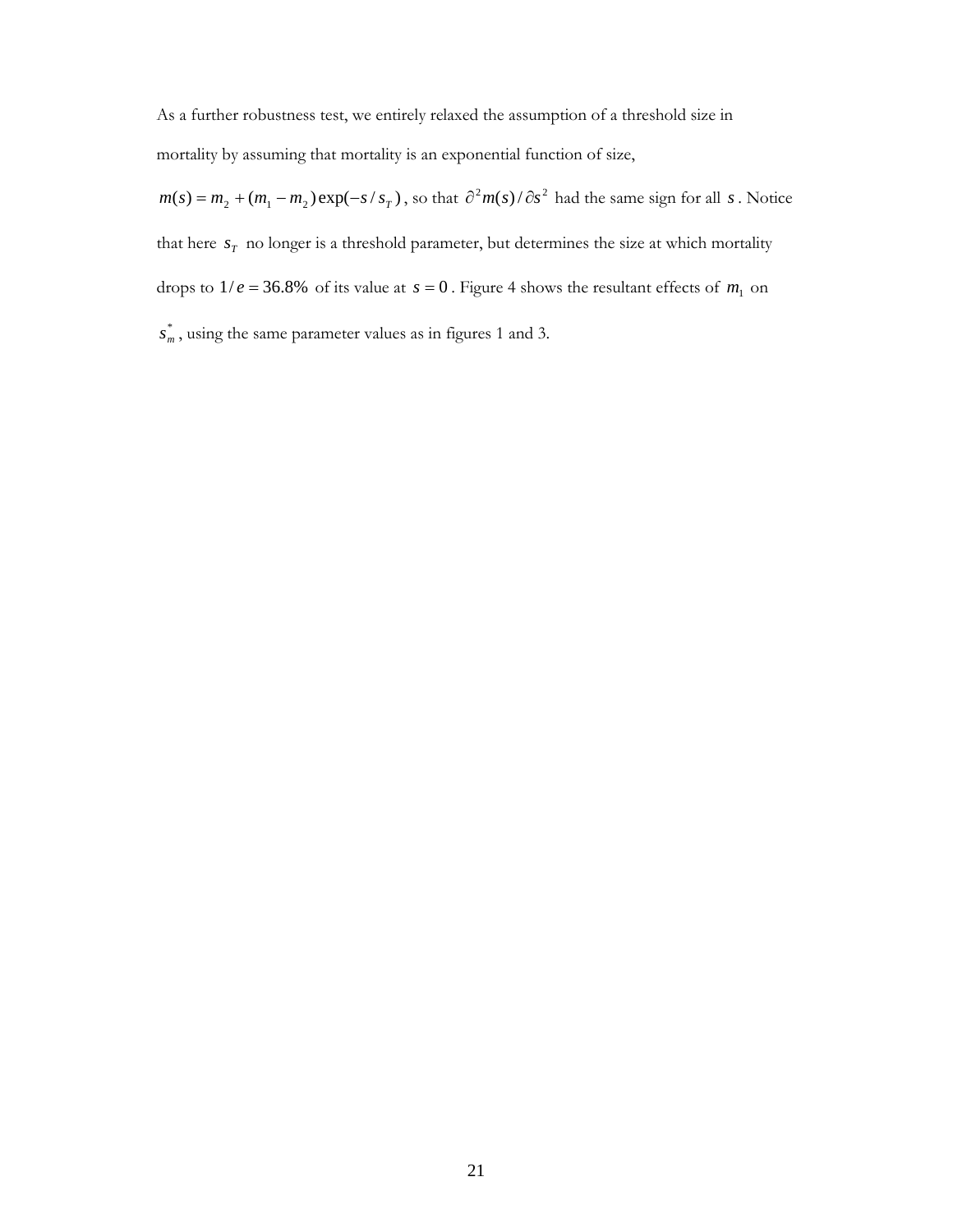As a further robustness test, we entirely relaxed the assumption of a threshold size in mortality by assuming that mortality is an exponential function of size, $m(s) = m_2 + (m_1 - m_2)\exp(-s/s_T)$, so that $\partial^2 m(s)/\partial s^2$ had the same sign for all $s$. Notice that here $s_T$ no longer is a threshold parameter, but determines the size at which mortality drops to $1/e = 36.8\%$ of its value at $s = 0$. Figure 4 shows the resultant effects of $m_1$ on $s_m^*$, using the same parameter values as in figures 1 and 3.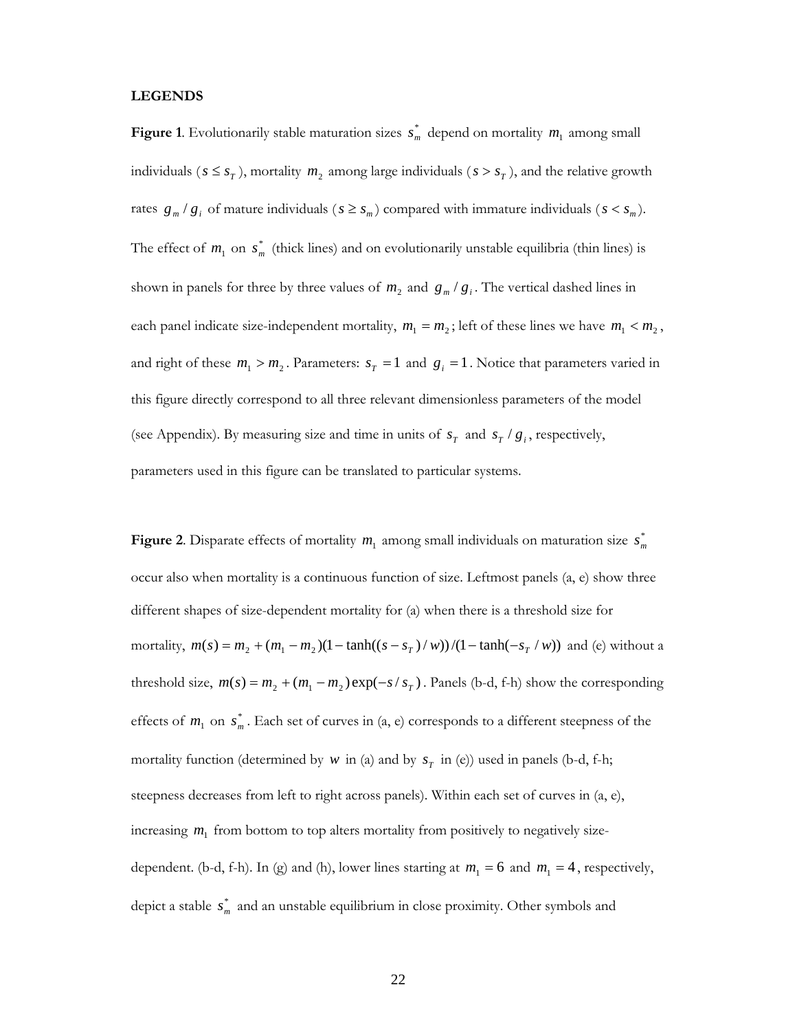**LEGENDS**

**Figure 1**. Evolutionarily stable maturation sizes $s_m^*$ depend on mortality $m_1$ among small individuals ($s \le s_T$), mortality $m_2$ among large individuals ($s > s_T$), and the relative growth rates $g_m / g_i$ of mature individuals ($s \ge s_m$) compared with immature individuals ($s < s_m$). The effect of $m_1$ on $s_m^*$ (thick lines) and on evolutionarily unstable equilibria (thin lines) is shown in panels for three by three values of $m_2$ and $g_m / g_i$. The vertical dashed lines in each panel indicate size-independent mortality, $m_1 = m_2$; left of these lines we have $m_1 < m_2$, and right of these $m_1 > m_2$. Parameters: $s_T = 1$ and $g_i = 1$. Notice that parameters varied in this figure directly correspond to all three relevant dimensionless parameters of the model (see Appendix). By measuring size and time in units of $s_T$ and $s_T / g_i$, respectively, parameters used in this figure can be translated to particular systems.

**Figure 2**. Disparate effects of mortality $m_1$ among small individuals on maturation size $s_m^*$ occur also when mortality is a continuous function of size. Leftmost panels (a, e) show three different shapes of size-dependent mortality for (a) when there is a threshold size for mortality, $m(s) = m_2 + (m_1 - m_2)(1 - \tanh((s - s_T)/w))/(1 - \tanh(-s_T/w))$ and (e) without a threshold size, $m(s) = m_2 + (m_1 - m_2)\exp(-s/s_T)$. Panels (b-d, f-h) show the corresponding effects of $m_1$ on $s_m^*$. Each set of curves in (a, e) corresponds to a different steepness of the mortality function (determined by $w$ in (a) and by $s_T$ in (e)) used in panels (b-d, f-h; steepness decreases from left to right across panels). Within each set of curves in (a, e), increasing $m_1$ from bottom to top alters mortality from positively to negatively size-dependent. (b-d, f-h). In (g) and (h), lower lines starting at $m_1 = 6$ and $m_1 = 4$, respectively, depict a stable $s_m^*$ and an unstable equilibrium in close proximity. Other symbols and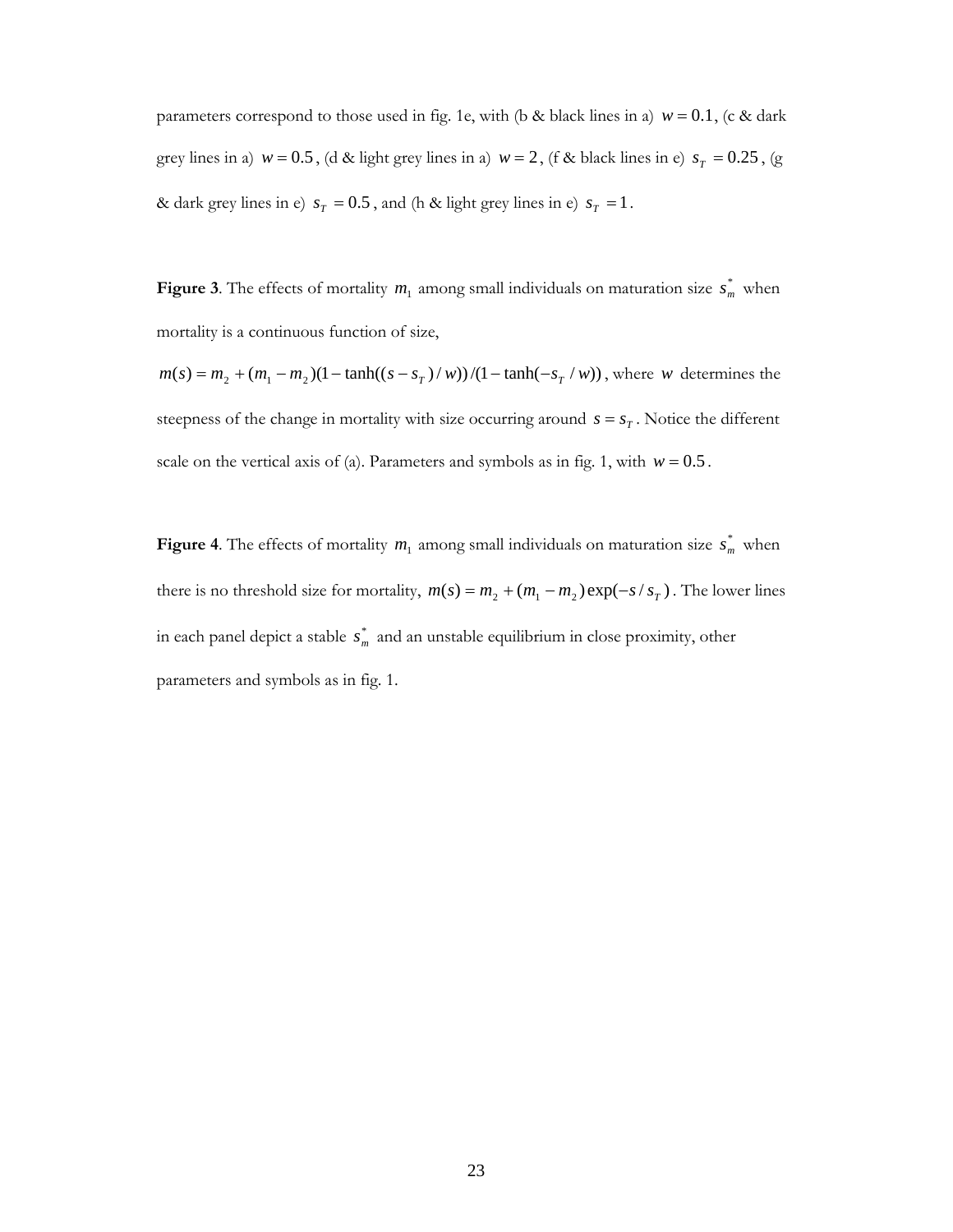parameters correspond to those used in fig. 1e, with (b & black lines in a) $w = 0.1$, (c & dark grey lines in a) $w = 0.5$, (d & light grey lines in a) $w = 2$, (f & black lines in e) $s_T = 0.25$, (g & dark grey lines in e) $s_T = 0.5$, and (h & light grey lines in e) $s_T = 1$.

**Figure 3**. The effects of mortality $m_1$ among small individuals on maturation size $s_m^*$ when mortality is a continuous function of size, $m(s) = m_2 + (m_1 - m_2)(1 - \tanh((s - s_T)/w))/(1 - \tanh(-s_T/w))$, where $w$ determines the steepness of the change in mortality with size occurring around $s = s_T$. Notice the different scale on the vertical axis of (a). Parameters and symbols as in fig. 1, with $w = 0.5$.

**Figure 4**. The effects of mortality $m_1$ among small individuals on maturation size $s_m^*$ when there is no threshold size for mortality, $m(s) = m_2 + (m_1 - m_2)\exp(-s/s_T)$. The lower lines in each panel depict a stable $s_m^*$ and an unstable equilibrium in close proximity, other parameters and symbols as in fig. 1.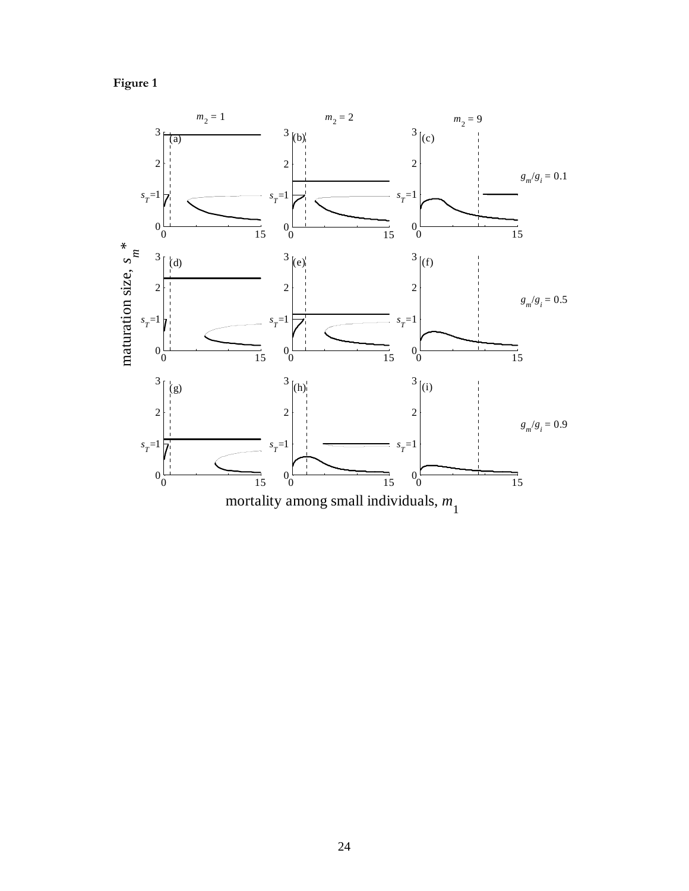**Figure 1**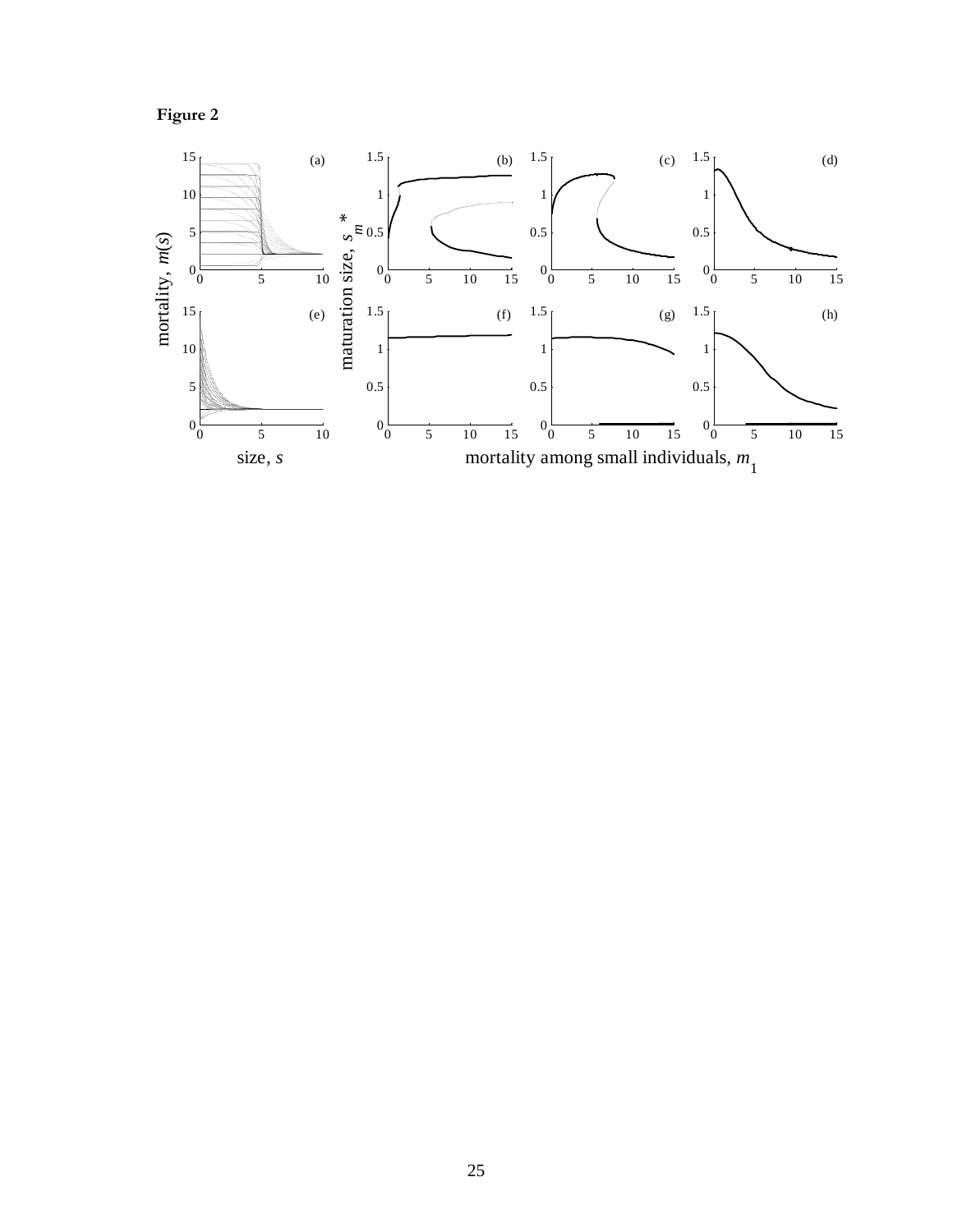**Figure 2**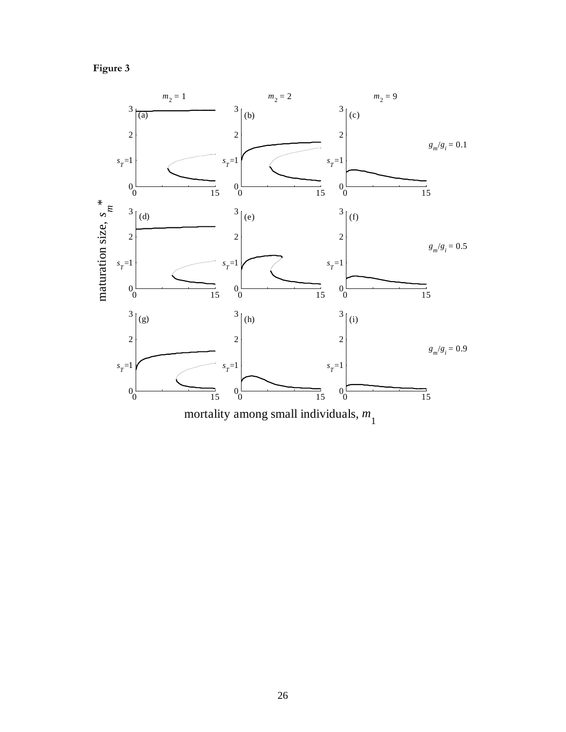**Figure 3**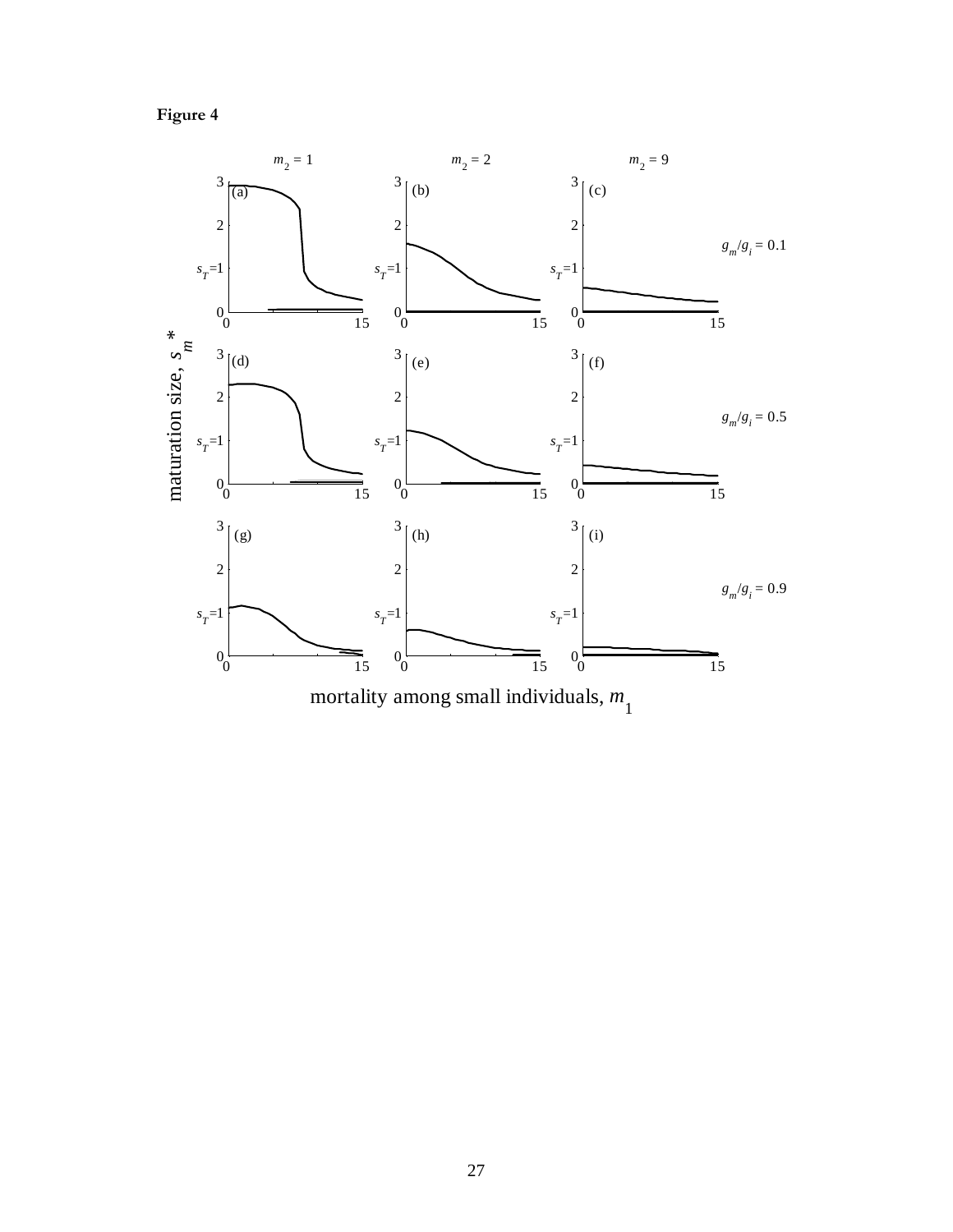**Figure 4**

$m_2$ = 1

$m_2$ = 2

$m_2$ = 9

(a)

(b)

(c)

(d)

(e)

(f)

(g)

(h)

(i)

$g_m/g_i$ = 0.1

$g_m/g_i$ = 0.5

$g_m/g_i$ = 0.9

3

2

$s_T$=1

0

0

15

maturation size, $s_m^*$

mortality among small individuals, $m_1$